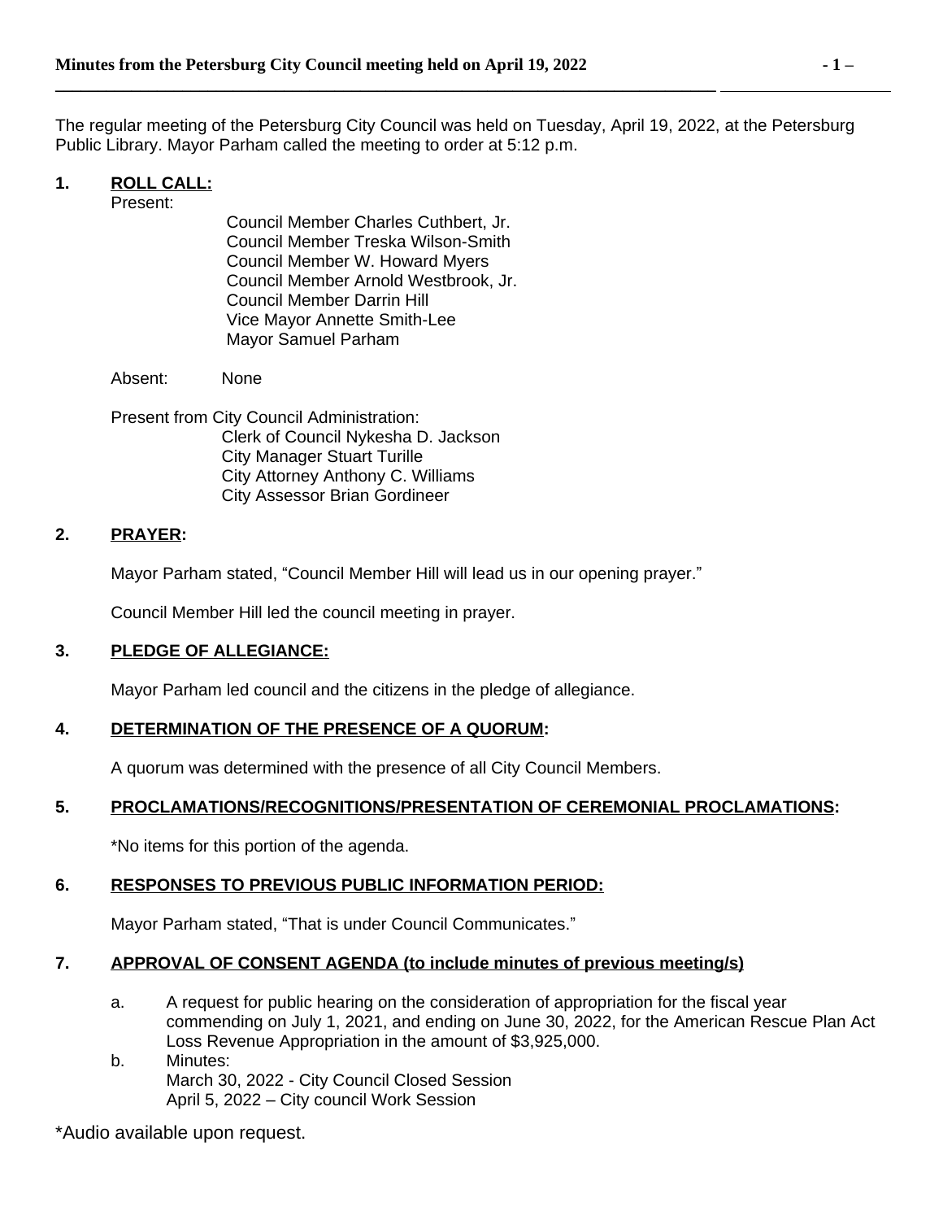The regular meeting of the Petersburg City Council was held on Tuesday, April 19, 2022, at the Petersburg Public Library. Mayor Parham called the meeting to order at 5:12 p.m.

## 1. ROLL CALL:

Present:

Council Member Charles Cuthbert, Jr.
Council Member Treska Wilson-Smith
Council Member W. Howard Myers
Council Member Arnold Westbrook, Jr.
Council Member Darrin Hill
Vice Mayor Annette Smith-Lee
Mayor Samuel Parham

Absent: None

Present from City Council Administration:

Clerk of Council Nykesha D. Jackson
City Manager Stuart Turille
City Attorney Anthony C. Williams
City Assessor Brian Gordineer

## 2. PRAYER:

Mayor Parham stated, "Council Member Hill will lead us in our opening prayer."

Council Member Hill led the council meeting in prayer.

## 3. PLEDGE OF ALLEGIANCE:

Mayor Parham led council and the citizens in the pledge of allegiance.

## 4. DETERMINATION OF THE PRESENCE OF A QUORUM:

A quorum was determined with the presence of all City Council Members.

## 5. PROCLAMATIONS/RECOGNITIONS/PRESENTATION OF CEREMONIAL PROCLAMATIONS:

*No items for this portion of the agenda.

## 6. RESPONSES TO PREVIOUS PUBLIC INFORMATION PERIOD:

Mayor Parham stated, "That is under Council Communicates."

## 7. APPROVAL OF CONSENT AGENDA (to include minutes of previous meeting/s)

a. A request for public hearing on the consideration of appropriation for the fiscal year commending on July 1, 2021, and ending on June 30, 2022, for the American Rescue Plan Act Loss Revenue Appropriation in the amount of $3,925,000.

b. Minutes:
March 30, 2022 - City Council Closed Session
April 5, 2022 – City council Work Session

*Audio available upon request.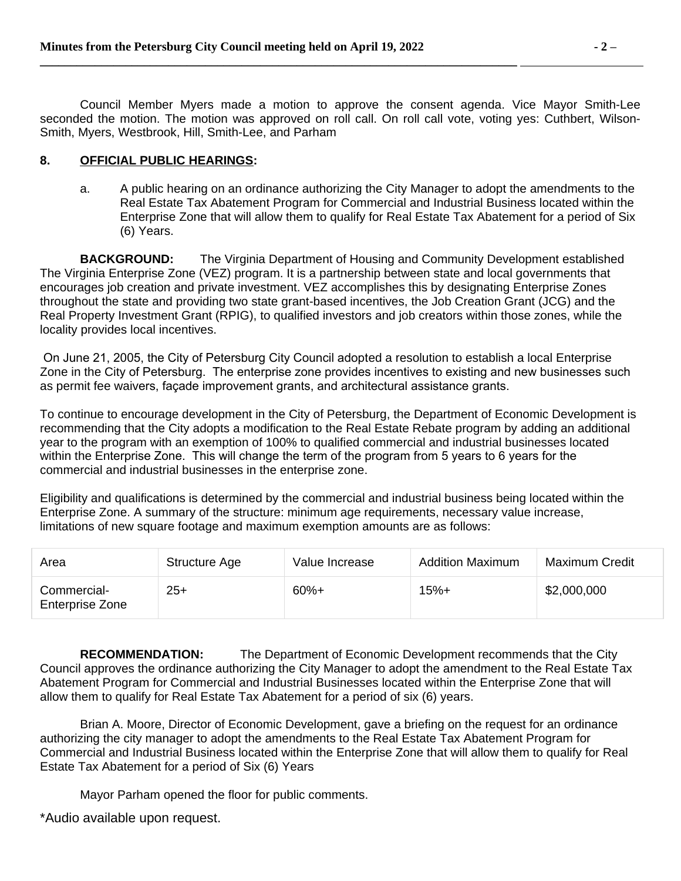Council Member Myers made a motion to approve the consent agenda. Vice Mayor Smith-Lee seconded the motion. The motion was approved on roll call. On roll call vote, voting yes: Cuthbert, Wilson-Smith, Myers, Westbrook, Hill, Smith-Lee, and Parham

## 8. OFFICIAL PUBLIC HEARINGS:

a. A public hearing on an ordinance authorizing the City Manager to adopt the amendments to the Real Estate Tax Abatement Program for Commercial and Industrial Business located within the Enterprise Zone that will allow them to qualify for Real Estate Tax Abatement for a period of Six (6) Years.

**BACKGROUND:** The Virginia Department of Housing and Community Development established The Virginia Enterprise Zone (VEZ) program. It is a partnership between state and local governments that encourages job creation and private investment. VEZ accomplishes this by designating Enterprise Zones throughout the state and providing two state grant-based incentives, the Job Creation Grant (JCG) and the Real Property Investment Grant (RPIG), to qualified investors and job creators within those zones, while the locality provides local incentives.

On June 21, 2005, the City of Petersburg City Council adopted a resolution to establish a local Enterprise Zone in the City of Petersburg. The enterprise zone provides incentives to existing and new businesses such as permit fee waivers, façade improvement grants, and architectural assistance grants.

To continue to encourage development in the City of Petersburg, the Department of Economic Development is recommending that the City adopts a modification to the Real Estate Rebate program by adding an additional year to the program with an exemption of 100% to qualified commercial and industrial businesses located within the Enterprise Zone. This will change the term of the program from 5 years to 6 years for the commercial and industrial businesses in the enterprise zone.

Eligibility and qualifications is determined by the commercial and industrial business being located within the Enterprise Zone. A summary of the structure: minimum age requirements, necessary value increase, limitations of new square footage and maximum exemption amounts are as follows:

| Area | Structure Age | Value Increase | Addition Maximum | Maximum Credit |
|---|---|---|---|---|
| Commercial-Enterprise Zone | 25+ | 60%+ | 15%+ | $2,000,000 |

**RECOMMENDATION:** The Department of Economic Development recommends that the City Council approves the ordinance authorizing the City Manager to adopt the amendment to the Real Estate Tax Abatement Program for Commercial and Industrial Businesses located within the Enterprise Zone that will allow them to qualify for Real Estate Tax Abatement for a period of six (6) years.

Brian A. Moore, Director of Economic Development, gave a briefing on the request for an ordinance authorizing the city manager to adopt the amendments to the Real Estate Tax Abatement Program for Commercial and Industrial Business located within the Enterprise Zone that will allow them to qualify for Real Estate Tax Abatement for a period of Six (6) Years

Mayor Parham opened the floor for public comments.

*Audio available upon request.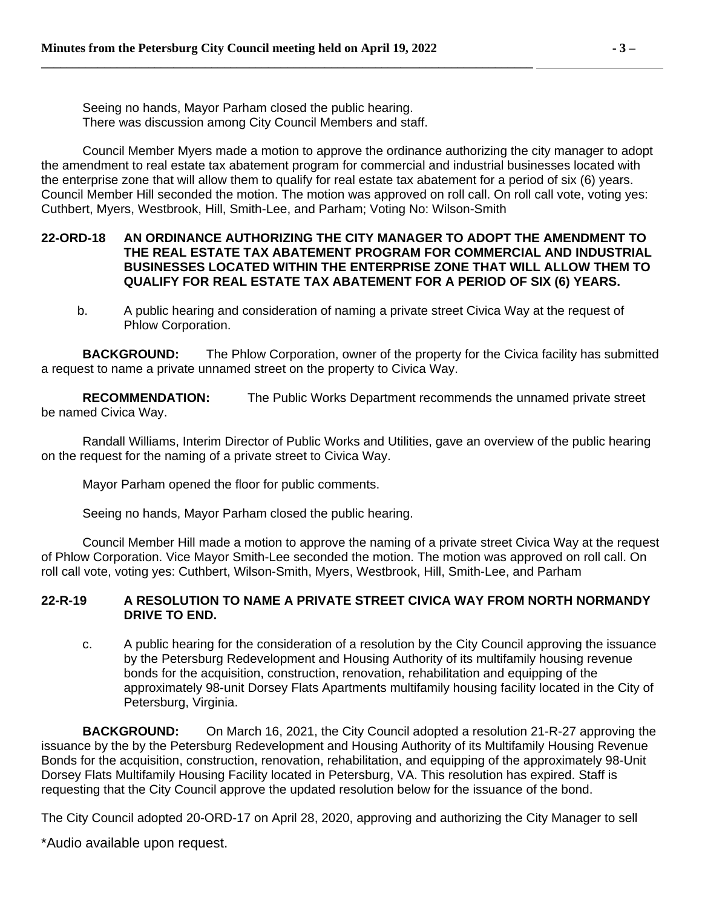Seeing no hands, Mayor Parham closed the public hearing.
There was discussion among City Council Members and staff.

Council Member Myers made a motion to approve the ordinance authorizing the city manager to adopt the amendment to real estate tax abatement program for commercial and industrial businesses located with the enterprise zone that will allow them to qualify for real estate tax abatement for a period of six (6) years. Council Member Hill seconded the motion. The motion was approved on roll call. On roll call vote, voting yes: Cuthbert, Myers, Westbrook, Hill, Smith-Lee, and Parham; Voting No: Wilson-Smith

**22-ORD-18 AN ORDINANCE AUTHORIZING THE CITY MANAGER TO ADOPT THE AMENDMENT TO THE REAL ESTATE TAX ABATEMENT PROGRAM FOR COMMERCIAL AND INDUSTRIAL BUSINESSES LOCATED WITHIN THE ENTERPRISE ZONE THAT WILL ALLOW THEM TO QUALIFY FOR REAL ESTATE TAX ABATEMENT FOR A PERIOD OF SIX (6) YEARS.**

b. A public hearing and consideration of naming a private street Civica Way at the request of Phlow Corporation.

**BACKGROUND:** The Phlow Corporation, owner of the property for the Civica facility has submitted a request to name a private unnamed street on the property to Civica Way.

**RECOMMENDATION:** The Public Works Department recommends the unnamed private street be named Civica Way.

Randall Williams, Interim Director of Public Works and Utilities, gave an overview of the public hearing on the request for the naming of a private street to Civica Way.

Mayor Parham opened the floor for public comments.

Seeing no hands, Mayor Parham closed the public hearing.

Council Member Hill made a motion to approve the naming of a private street Civica Way at the request of Phlow Corporation. Vice Mayor Smith-Lee seconded the motion. The motion was approved on roll call. On roll call vote, voting yes: Cuthbert, Wilson-Smith, Myers, Westbrook, Hill, Smith-Lee, and Parham

**22-R-19 A RESOLUTION TO NAME A PRIVATE STREET CIVICA WAY FROM NORTH NORMANDY DRIVE TO END.**

c. A public hearing for the consideration of a resolution by the City Council approving the issuance by the Petersburg Redevelopment and Housing Authority of its multifamily housing revenue bonds for the acquisition, construction, renovation, rehabilitation and equipping of the approximately 98-unit Dorsey Flats Apartments multifamily housing facility located in the City of Petersburg, Virginia.

**BACKGROUND:** On March 16, 2021, the City Council adopted a resolution 21-R-27 approving the issuance by the by the Petersburg Redevelopment and Housing Authority of its Multifamily Housing Revenue Bonds for the acquisition, construction, renovation, rehabilitation, and equipping of the approximately 98-Unit Dorsey Flats Multifamily Housing Facility located in Petersburg, VA. This resolution has expired. Staff is requesting that the City Council approve the updated resolution below for the issuance of the bond.

The City Council adopted 20-ORD-17 on April 28, 2020, approving and authorizing the City Manager to sell

*Audio available upon request.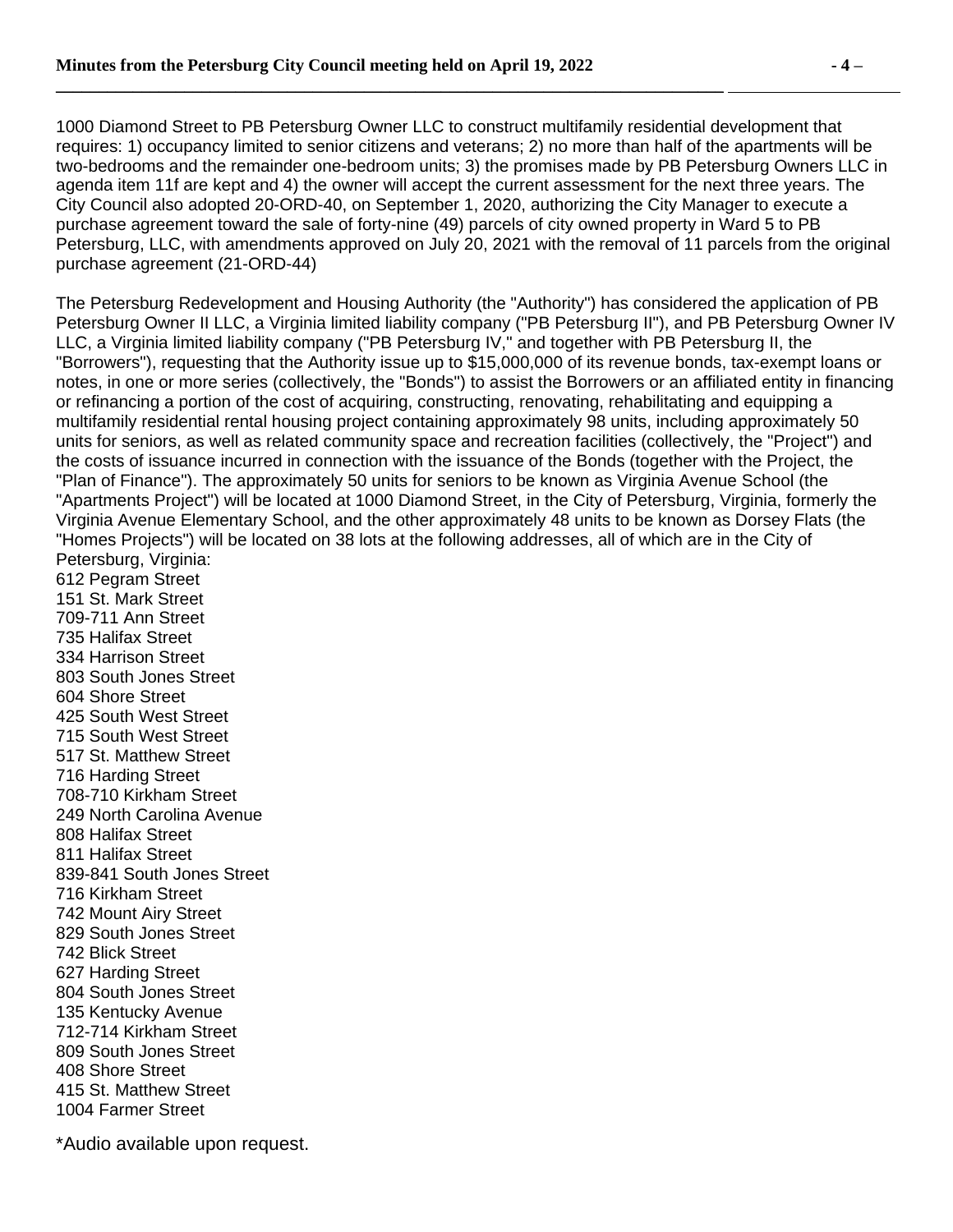1000 Diamond Street to PB Petersburg Owner LLC to construct multifamily residential development that requires: 1) occupancy limited to senior citizens and veterans; 2) no more than half of the apartments will be two-bedrooms and the remainder one-bedroom units; 3) the promises made by PB Petersburg Owners LLC in agenda item 11f are kept and 4) the owner will accept the current assessment for the next three years. The City Council also adopted 20-ORD-40, on September 1, 2020, authorizing the City Manager to execute a purchase agreement toward the sale of forty-nine (49) parcels of city owned property in Ward 5 to PB Petersburg, LLC, with amendments approved on July 20, 2021 with the removal of 11 parcels from the original purchase agreement (21-ORD-44)

The Petersburg Redevelopment and Housing Authority (the "Authority") has considered the application of PB Petersburg Owner II LLC, a Virginia limited liability company ("PB Petersburg II"), and PB Petersburg Owner IV LLC, a Virginia limited liability company ("PB Petersburg IV," and together with PB Petersburg II, the "Borrowers"), requesting that the Authority issue up to $15,000,000 of its revenue bonds, tax-exempt loans or notes, in one or more series (collectively, the "Bonds") to assist the Borrowers or an affiliated entity in financing or refinancing a portion of the cost of acquiring, constructing, renovating, rehabilitating and equipping a multifamily residential rental housing project containing approximately 98 units, including approximately 50 units for seniors, as well as related community space and recreation facilities (collectively, the "Project") and the costs of issuance incurred in connection with the issuance of the Bonds (together with the Project, the "Plan of Finance"). The approximately 50 units for seniors to be known as Virginia Avenue School (the "Apartments Project") will be located at 1000 Diamond Street, in the City of Petersburg, Virginia, formerly the Virginia Avenue Elementary School, and the other approximately 48 units to be known as Dorsey Flats (the "Homes Projects") will be located on 38 lots at the following addresses, all of which are in the City of Petersburg, Virginia:

612 Pegram Street
151 St. Mark Street
709-711 Ann Street
735 Halifax Street
334 Harrison Street
803 South Jones Street
604 Shore Street
425 South West Street
715 South West Street
517 St. Matthew Street
716 Harding Street
708-710 Kirkham Street
249 North Carolina Avenue
808 Halifax Street
811 Halifax Street
839-841 South Jones Street
716 Kirkham Street
742 Mount Airy Street
829 South Jones Street
742 Blick Street
627 Harding Street
804 South Jones Street
135 Kentucky Avenue
712-714 Kirkham Street
809 South Jones Street
408 Shore Street
415 St. Matthew Street
1004 Farmer Street

*Audio available upon request.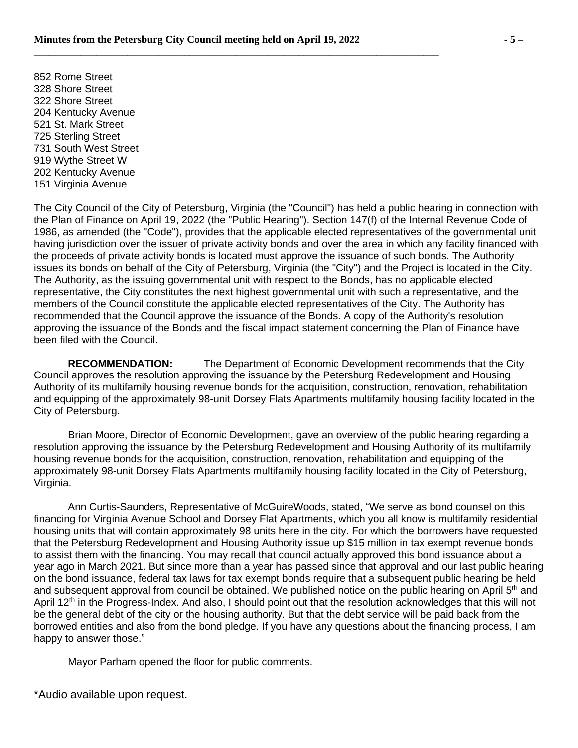852 Rome Street
328 Shore Street
322 Shore Street
204 Kentucky Avenue
521 St. Mark Street
725 Sterling Street
731 South West Street
919 Wythe Street W
202 Kentucky Avenue
151 Virginia Avenue

The City Council of the City of Petersburg, Virginia (the "Council") has held a public hearing in connection with the Plan of Finance on April 19, 2022 (the "Public Hearing"). Section 147(f) of the Internal Revenue Code of 1986, as amended (the "Code"), provides that the applicable elected representatives of the governmental unit having jurisdiction over the issuer of private activity bonds and over the area in which any facility financed with the proceeds of private activity bonds is located must approve the issuance of such bonds. The Authority issues its bonds on behalf of the City of Petersburg, Virginia (the "City") and the Project is located in the City. The Authority, as the issuing governmental unit with respect to the Bonds, has no applicable elected representative, the City constitutes the next highest governmental unit with such a representative, and the members of the Council constitute the applicable elected representatives of the City. The Authority has recommended that the Council approve the issuance of the Bonds. A copy of the Authority's resolution approving the issuance of the Bonds and the fiscal impact statement concerning the Plan of Finance have been filed with the Council.

**RECOMMENDATION:** The Department of Economic Development recommends that the City Council approves the resolution approving the issuance by the Petersburg Redevelopment and Housing Authority of its multifamily housing revenue bonds for the acquisition, construction, renovation, rehabilitation and equipping of the approximately 98-unit Dorsey Flats Apartments multifamily housing facility located in the City of Petersburg.

Brian Moore, Director of Economic Development, gave an overview of the public hearing regarding a resolution approving the issuance by the Petersburg Redevelopment and Housing Authority of its multifamily housing revenue bonds for the acquisition, construction, renovation, rehabilitation and equipping of the approximately 98-unit Dorsey Flats Apartments multifamily housing facility located in the City of Petersburg, Virginia.

Ann Curtis-Saunders, Representative of McGuireWoods, stated, "We serve as bond counsel on this financing for Virginia Avenue School and Dorsey Flat Apartments, which you all know is multifamily residential housing units that will contain approximately 98 units here in the city. For which the borrowers have requested that the Petersburg Redevelopment and Housing Authority issue up $15 million in tax exempt revenue bonds to assist them with the financing. You may recall that council actually approved this bond issuance about a year ago in March 2021. But since more than a year has passed since that approval and our last public hearing on the bond issuance, federal tax laws for tax exempt bonds require that a subsequent public hearing be held and subsequent approval from council be obtained. We published notice on the public hearing on April 5th and April 12th in the Progress-Index. And also, I should point out that the resolution acknowledges that this will not be the general debt of the city or the housing authority. But that the debt service will be paid back from the borrowed entities and also from the bond pledge. If you have any questions about the financing process, I am happy to answer those."

Mayor Parham opened the floor for public comments.

*Audio available upon request.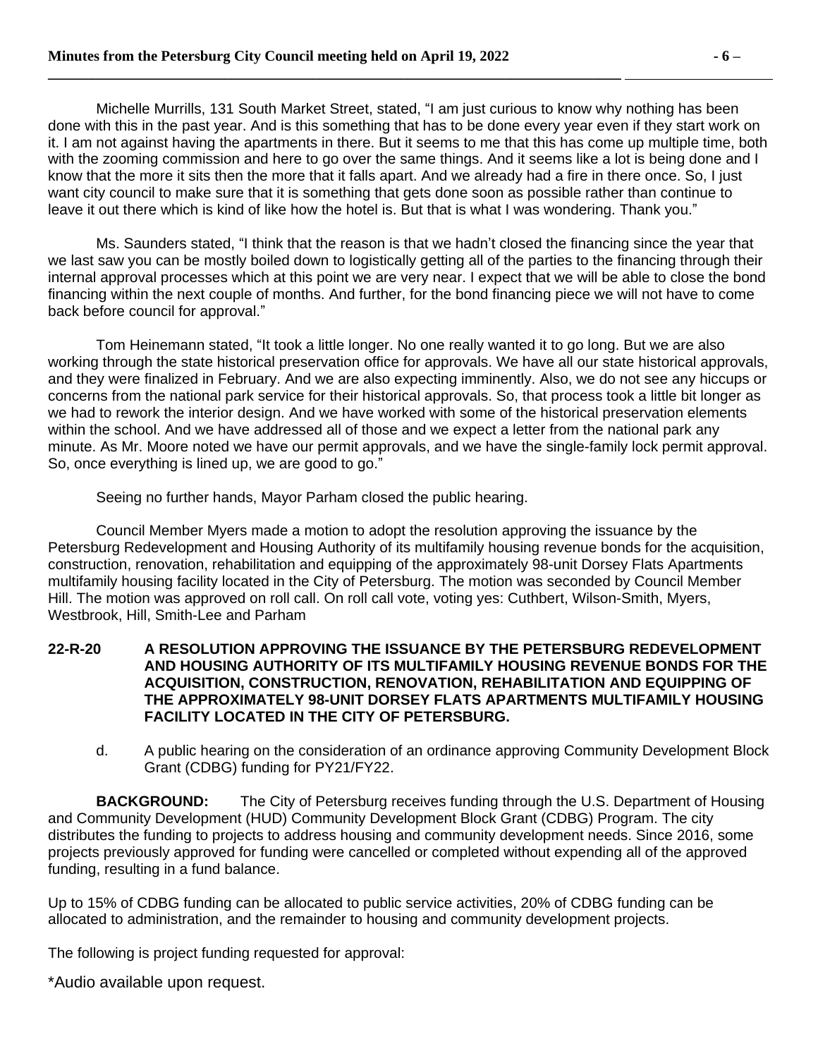Michelle Murrills, 131 South Market Street, stated, "I am just curious to know why nothing has been done with this in the past year. And is this something that has to be done every year even if they start work on it. I am not against having the apartments in there. But it seems to me that this has come up multiple time, both with the zooming commission and here to go over the same things. And it seems like a lot is being done and I know that the more it sits then the more that it falls apart. And we already had a fire in there once. So, I just want city council to make sure that it is something that gets done soon as possible rather than continue to leave it out there which is kind of like how the hotel is. But that is what I was wondering. Thank you."

Ms. Saunders stated, "I think that the reason is that we hadn't closed the financing since the year that we last saw you can be mostly boiled down to logistically getting all of the parties to the financing through their internal approval processes which at this point we are very near. I expect that we will be able to close the bond financing within the next couple of months. And further, for the bond financing piece we will not have to come back before council for approval."

Tom Heinemann stated, "It took a little longer. No one really wanted it to go long. But we are also working through the state historical preservation office for approvals. We have all our state historical approvals, and they were finalized in February. And we are also expecting imminently. Also, we do not see any hiccups or concerns from the national park service for their historical approvals. So, that process took a little bit longer as we had to rework the interior design. And we have worked with some of the historical preservation elements within the school. And we have addressed all of those and we expect a letter from the national park any minute. As Mr. Moore noted we have our permit approvals, and we have the single-family lock permit approval. So, once everything is lined up, we are good to go."

Seeing no further hands, Mayor Parham closed the public hearing.

Council Member Myers made a motion to adopt the resolution approving the issuance by the Petersburg Redevelopment and Housing Authority of its multifamily housing revenue bonds for the acquisition, construction, renovation, rehabilitation and equipping of the approximately 98-unit Dorsey Flats Apartments multifamily housing facility located in the City of Petersburg. The motion was seconded by Council Member Hill. The motion was approved on roll call. On roll call vote, voting yes: Cuthbert, Wilson-Smith, Myers, Westbrook, Hill, Smith-Lee and Parham

**22-R-20 A RESOLUTION APPROVING THE ISSUANCE BY THE PETERSBURG REDEVELOPMENT AND HOUSING AUTHORITY OF ITS MULTIFAMILY HOUSING REVENUE BONDS FOR THE ACQUISITION, CONSTRUCTION, RENOVATION, REHABILITATION AND EQUIPPING OF THE APPROXIMATELY 98-UNIT DORSEY FLATS APARTMENTS MULTIFAMILY HOUSING FACILITY LOCATED IN THE CITY OF PETERSBURG.**

d. A public hearing on the consideration of an ordinance approving Community Development Block Grant (CDBG) funding for PY21/FY22.

**BACKGROUND:** The City of Petersburg receives funding through the U.S. Department of Housing and Community Development (HUD) Community Development Block Grant (CDBG) Program. The city distributes the funding to projects to address housing and community development needs. Since 2016, some projects previously approved for funding were cancelled or completed without expending all of the approved funding, resulting in a fund balance.

Up to 15% of CDBG funding can be allocated to public service activities, 20% of CDBG funding can be allocated to administration, and the remainder to housing and community development projects.

The following is project funding requested for approval:

*Audio available upon request.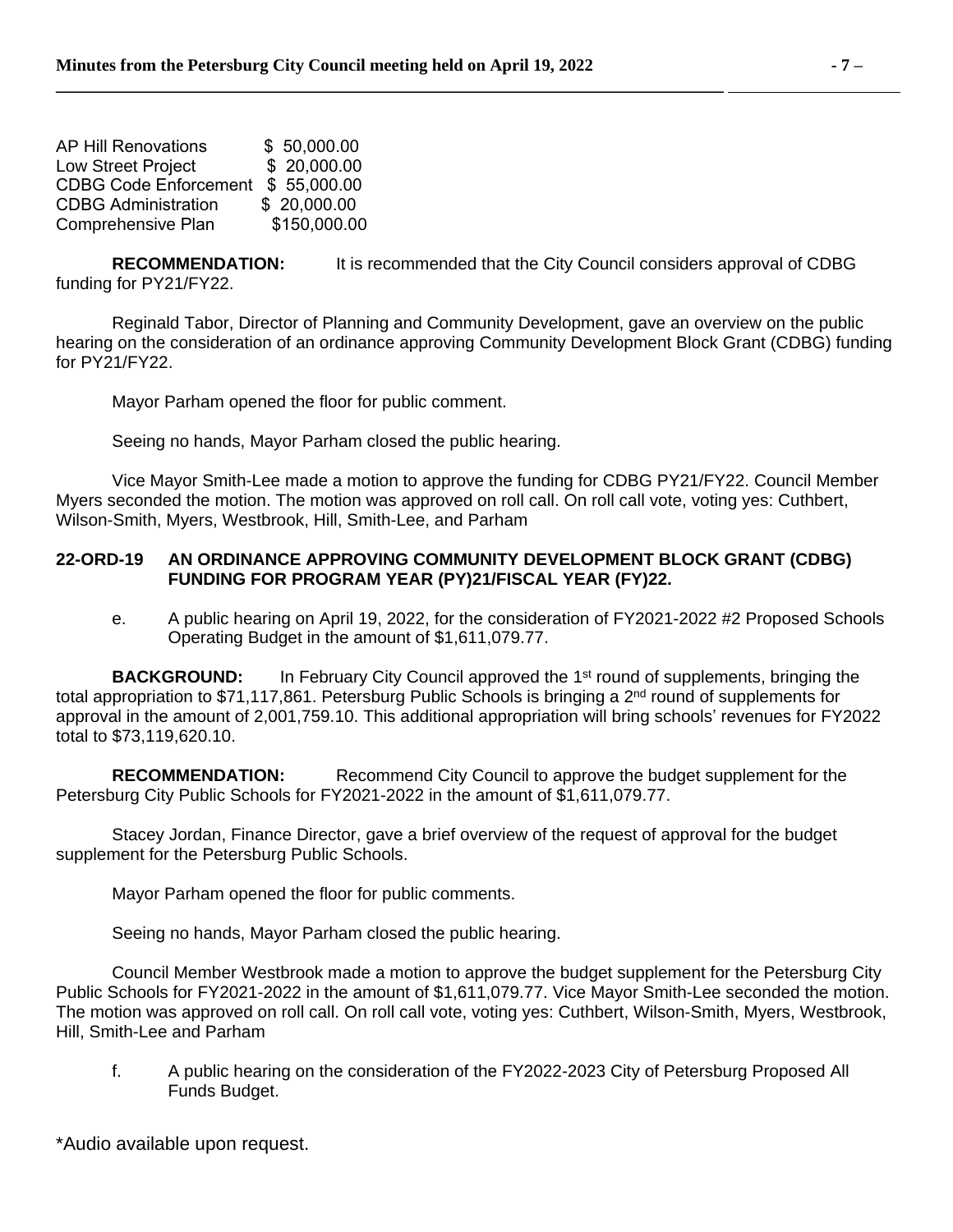| | |
|---|---|
| AP Hill Renovations | \$ 50,000.00 |
| Low Street Project | \$ 20,000.00 |
| CDBG Code Enforcement | \$ 55,000.00 |
| CDBG Administration | \$ 20,000.00 |
| Comprehensive Plan | \$150,000.00 |

**RECOMMENDATION:** It is recommended that the City Council considers approval of CDBG funding for PY21/FY22.

Reginald Tabor, Director of Planning and Community Development, gave an overview on the public hearing on the consideration of an ordinance approving Community Development Block Grant (CDBG) funding for PY21/FY22.

Mayor Parham opened the floor for public comment.

Seeing no hands, Mayor Parham closed the public hearing.

Vice Mayor Smith-Lee made a motion to approve the funding for CDBG PY21/FY22. Council Member Myers seconded the motion. The motion was approved on roll call. On roll call vote, voting yes: Cuthbert, Wilson-Smith, Myers, Westbrook, Hill, Smith-Lee, and Parham

**22-ORD-19 AN ORDINANCE APPROVING COMMUNITY DEVELOPMENT BLOCK GRANT (CDBG) FUNDING FOR PROGRAM YEAR (PY)21/FISCAL YEAR (FY)22.**

e. A public hearing on April 19, 2022, for the consideration of FY2021-2022 #2 Proposed Schools Operating Budget in the amount of \$1,611,079.77.

**BACKGROUND:** In February City Council approved the 1st round of supplements, bringing the total appropriation to \$71,117,861. Petersburg Public Schools is bringing a 2nd round of supplements for approval in the amount of 2,001,759.10. This additional appropriation will bring schools' revenues for FY2022 total to \$73,119,620.10.

**RECOMMENDATION:** Recommend City Council to approve the budget supplement for the Petersburg City Public Schools for FY2021-2022 in the amount of \$1,611,079.77.

Stacey Jordan, Finance Director, gave a brief overview of the request of approval for the budget supplement for the Petersburg Public Schools.

Mayor Parham opened the floor for public comments.

Seeing no hands, Mayor Parham closed the public hearing.

Council Member Westbrook made a motion to approve the budget supplement for the Petersburg City Public Schools for FY2021-2022 in the amount of \$1,611,079.77. Vice Mayor Smith-Lee seconded the motion. The motion was approved on roll call. On roll call vote, voting yes: Cuthbert, Wilson-Smith, Myers, Westbrook, Hill, Smith-Lee and Parham

f. A public hearing on the consideration of the FY2022-2023 City of Petersburg Proposed All Funds Budget.

*Audio available upon request.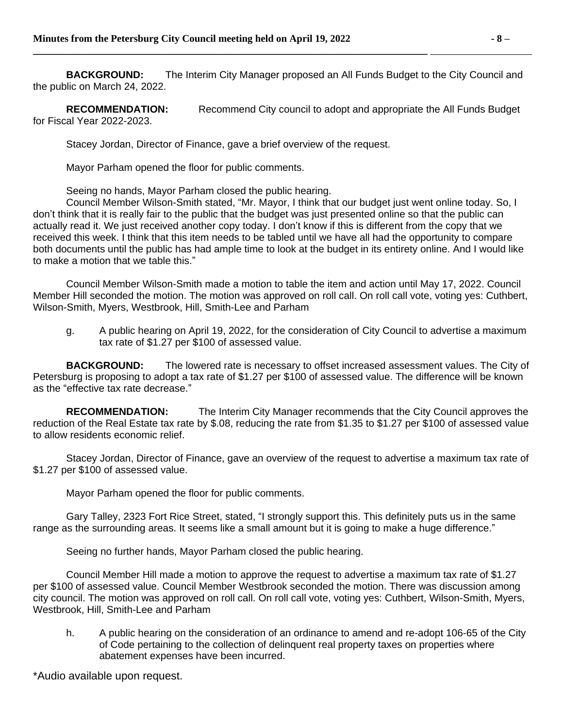**BACKGROUND:** The Interim City Manager proposed an All Funds Budget to the City Council and the public on March 24, 2022.

**RECOMMENDATION:** Recommend City council to adopt and appropriate the All Funds Budget for Fiscal Year 2022-2023.

Stacey Jordan, Director of Finance, gave a brief overview of the request.

Mayor Parham opened the floor for public comments.

Seeing no hands, Mayor Parham closed the public hearing.

Council Member Wilson-Smith stated, "Mr. Mayor, I think that our budget just went online today. So, I don't think that it is really fair to the public that the budget was just presented online so that the public can actually read it. We just received another copy today. I don't know if this is different from the copy that we received this week. I think that this item needs to be tabled until we have all had the opportunity to compare both documents until the public has had ample time to look at the budget in its entirety online. And I would like to make a motion that we table this."

Council Member Wilson-Smith made a motion to table the item and action until May 17, 2022. Council Member Hill seconded the motion. The motion was approved on roll call. On roll call vote, voting yes: Cuthbert, Wilson-Smith, Myers, Westbrook, Hill, Smith-Lee and Parham

g. A public hearing on April 19, 2022, for the consideration of City Council to advertise a maximum tax rate of $1.27 per $100 of assessed value.

**BACKGROUND:** The lowered rate is necessary to offset increased assessment values. The City of Petersburg is proposing to adopt a tax rate of $1.27 per $100 of assessed value. The difference will be known as the "effective tax rate decrease."

**RECOMMENDATION:** The Interim City Manager recommends that the City Council approves the reduction of the Real Estate tax rate by $.08, reducing the rate from $1.35 to $1.27 per $100 of assessed value to allow residents economic relief.

Stacey Jordan, Director of Finance, gave an overview of the request to advertise a maximum tax rate of $1.27 per $100 of assessed value.

Mayor Parham opened the floor for public comments.

Gary Talley, 2323 Fort Rice Street, stated, "I strongly support this. This definitely puts us in the same range as the surrounding areas. It seems like a small amount but it is going to make a huge difference."

Seeing no further hands, Mayor Parham closed the public hearing.

Council Member Hill made a motion to approve the request to advertise a maximum tax rate of $1.27 per $100 of assessed value. Council Member Westbrook seconded the motion. There was discussion among city council. The motion was approved on roll call. On roll call vote, voting yes: Cuthbert, Wilson-Smith, Myers, Westbrook, Hill, Smith-Lee and Parham

h. A public hearing on the consideration of an ordinance to amend and re-adopt 106-65 of the City of Code pertaining to the collection of delinquent real property taxes on properties where abatement expenses have been incurred.

*Audio available upon request.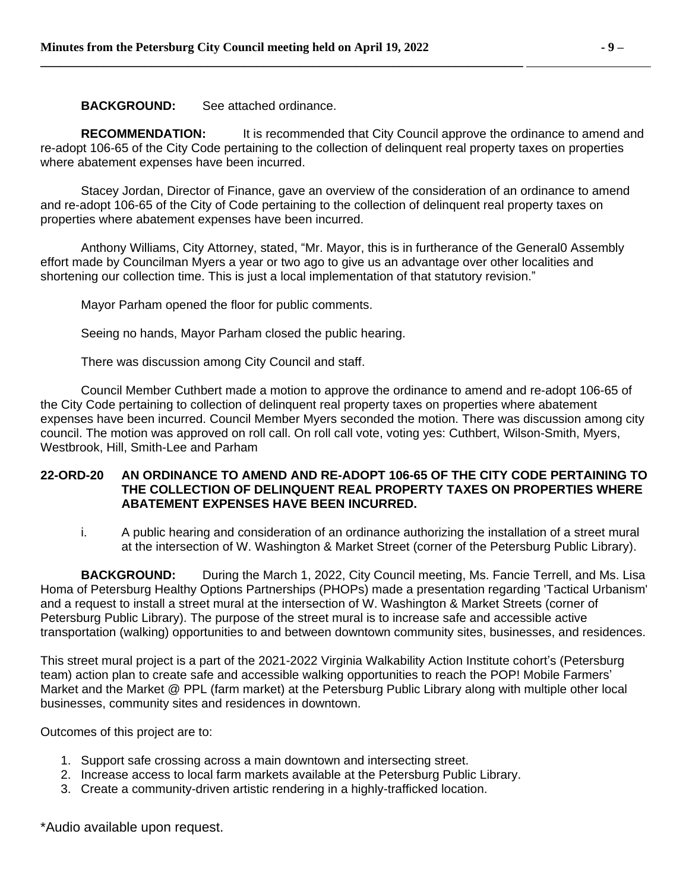**BACKGROUND:** See attached ordinance.

**RECOMMENDATION:** It is recommended that City Council approve the ordinance to amend and re-adopt 106-65 of the City Code pertaining to the collection of delinquent real property taxes on properties where abatement expenses have been incurred.

Stacey Jordan, Director of Finance, gave an overview of the consideration of an ordinance to amend and re-adopt 106-65 of the City of Code pertaining to the collection of delinquent real property taxes on properties where abatement expenses have been incurred.

Anthony Williams, City Attorney, stated, "Mr. Mayor, this is in furtherance of the General0 Assembly effort made by Councilman Myers a year or two ago to give us an advantage over other localities and shortening our collection time. This is just a local implementation of that statutory revision."

Mayor Parham opened the floor for public comments.

Seeing no hands, Mayor Parham closed the public hearing.

There was discussion among City Council and staff.

Council Member Cuthbert made a motion to approve the ordinance to amend and re-adopt 106-65 of the City Code pertaining to collection of delinquent real property taxes on properties where abatement expenses have been incurred. Council Member Myers seconded the motion. There was discussion among city council. The motion was approved on roll call. On roll call vote, voting yes: Cuthbert, Wilson-Smith, Myers, Westbrook, Hill, Smith-Lee and Parham

**22-ORD-20 AN ORDINANCE TO AMEND AND RE-ADOPT 106-65 OF THE CITY CODE PERTAINING TO THE COLLECTION OF DELINQUENT REAL PROPERTY TAXES ON PROPERTIES WHERE ABATEMENT EXPENSES HAVE BEEN INCURRED.**

i. A public hearing and consideration of an ordinance authorizing the installation of a street mural at the intersection of W. Washington & Market Street (corner of the Petersburg Public Library).

**BACKGROUND:** During the March 1, 2022, City Council meeting, Ms. Fancie Terrell, and Ms. Lisa Homa of Petersburg Healthy Options Partnerships (PHOPs) made a presentation regarding 'Tactical Urbanism' and a request to install a street mural at the intersection of W. Washington & Market Streets (corner of Petersburg Public Library). The purpose of the street mural is to increase safe and accessible active transportation (walking) opportunities to and between downtown community sites, businesses, and residences.

This street mural project is a part of the 2021-2022 Virginia Walkability Action Institute cohort's (Petersburg team) action plan to create safe and accessible walking opportunities to reach the POP! Mobile Farmers' Market and the Market @ PPL (farm market) at the Petersburg Public Library along with multiple other local businesses, community sites and residences in downtown.

Outcomes of this project are to:

1. Support safe crossing across a main downtown and intersecting street.
2. Increase access to local farm markets available at the Petersburg Public Library.
3. Create a community-driven artistic rendering in a highly-trafficked location.

*Audio available upon request.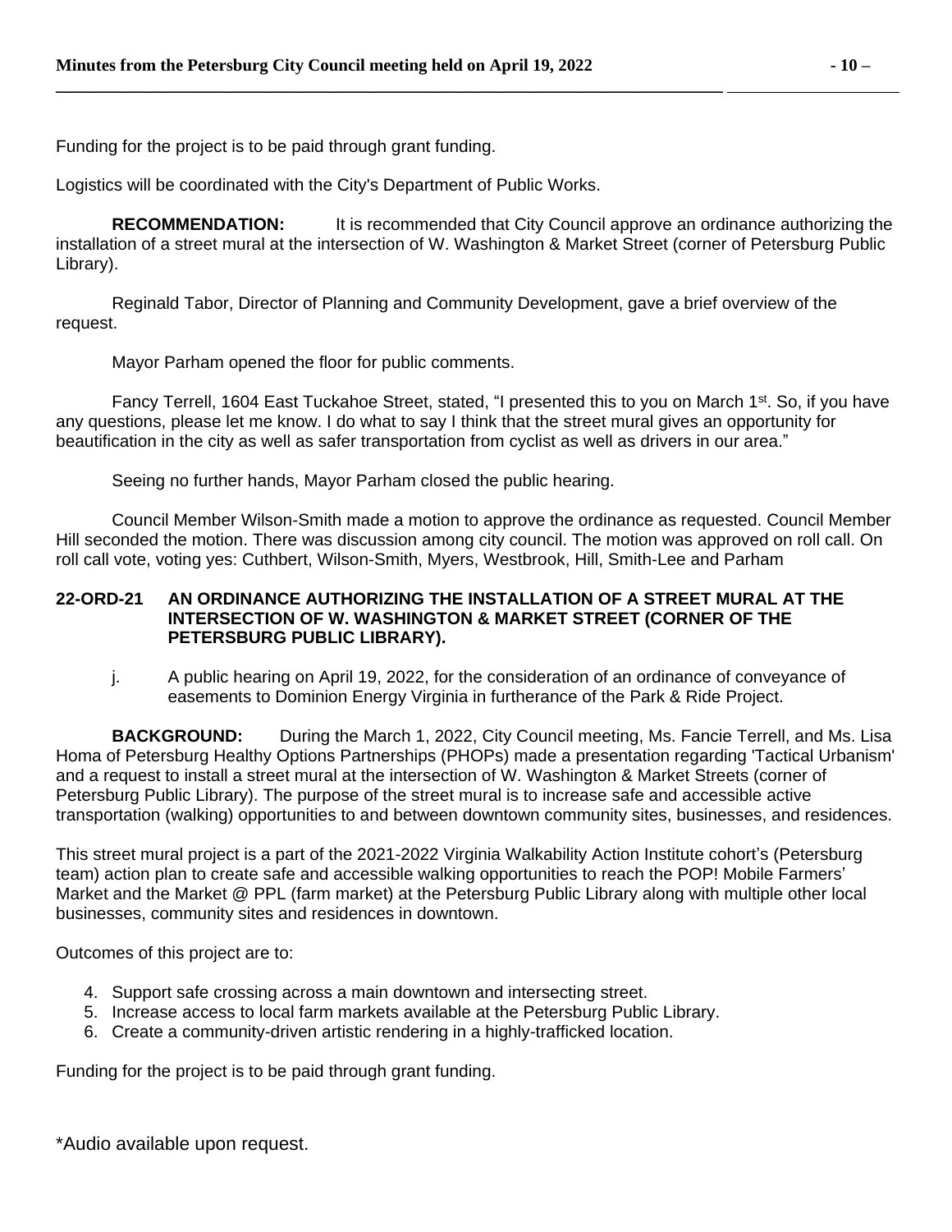Funding for the project is to be paid through grant funding.

Logistics will be coordinated with the City's Department of Public Works.

**RECOMMENDATION:** It is recommended that City Council approve an ordinance authorizing the installation of a street mural at the intersection of W. Washington & Market Street (corner of Petersburg Public Library).

Reginald Tabor, Director of Planning and Community Development, gave a brief overview of the request.

Mayor Parham opened the floor for public comments.

Fancy Terrell, 1604 East Tuckahoe Street, stated, "I presented this to you on March 1st. So, if you have any questions, please let me know. I do what to say I think that the street mural gives an opportunity for beautification in the city as well as safer transportation from cyclist as well as drivers in our area."

Seeing no further hands, Mayor Parham closed the public hearing.

Council Member Wilson-Smith made a motion to approve the ordinance as requested. Council Member Hill seconded the motion. There was discussion among city council. The motion was approved on roll call. On roll call vote, voting yes: Cuthbert, Wilson-Smith, Myers, Westbrook, Hill, Smith-Lee and Parham

**22-ORD-21 AN ORDINANCE AUTHORIZING THE INSTALLATION OF A STREET MURAL AT THE INTERSECTION OF W. WASHINGTON & MARKET STREET (CORNER OF THE PETERSBURG PUBLIC LIBRARY).**

j. A public hearing on April 19, 2022, for the consideration of an ordinance of conveyance of easements to Dominion Energy Virginia in furtherance of the Park & Ride Project.

**BACKGROUND:** During the March 1, 2022, City Council meeting, Ms. Fancie Terrell, and Ms. Lisa Homa of Petersburg Healthy Options Partnerships (PHOPs) made a presentation regarding 'Tactical Urbanism' and a request to install a street mural at the intersection of W. Washington & Market Streets (corner of Petersburg Public Library). The purpose of the street mural is to increase safe and accessible active transportation (walking) opportunities to and between downtown community sites, businesses, and residences.

This street mural project is a part of the 2021-2022 Virginia Walkability Action Institute cohort's (Petersburg team) action plan to create safe and accessible walking opportunities to reach the POP! Mobile Farmers' Market and the Market @ PPL (farm market) at the Petersburg Public Library along with multiple other local businesses, community sites and residences in downtown.

Outcomes of this project are to:

4. Support safe crossing across a main downtown and intersecting street.
5. Increase access to local farm markets available at the Petersburg Public Library.
6. Create a community-driven artistic rendering in a highly-trafficked location.

Funding for the project is to be paid through grant funding.

*Audio available upon request.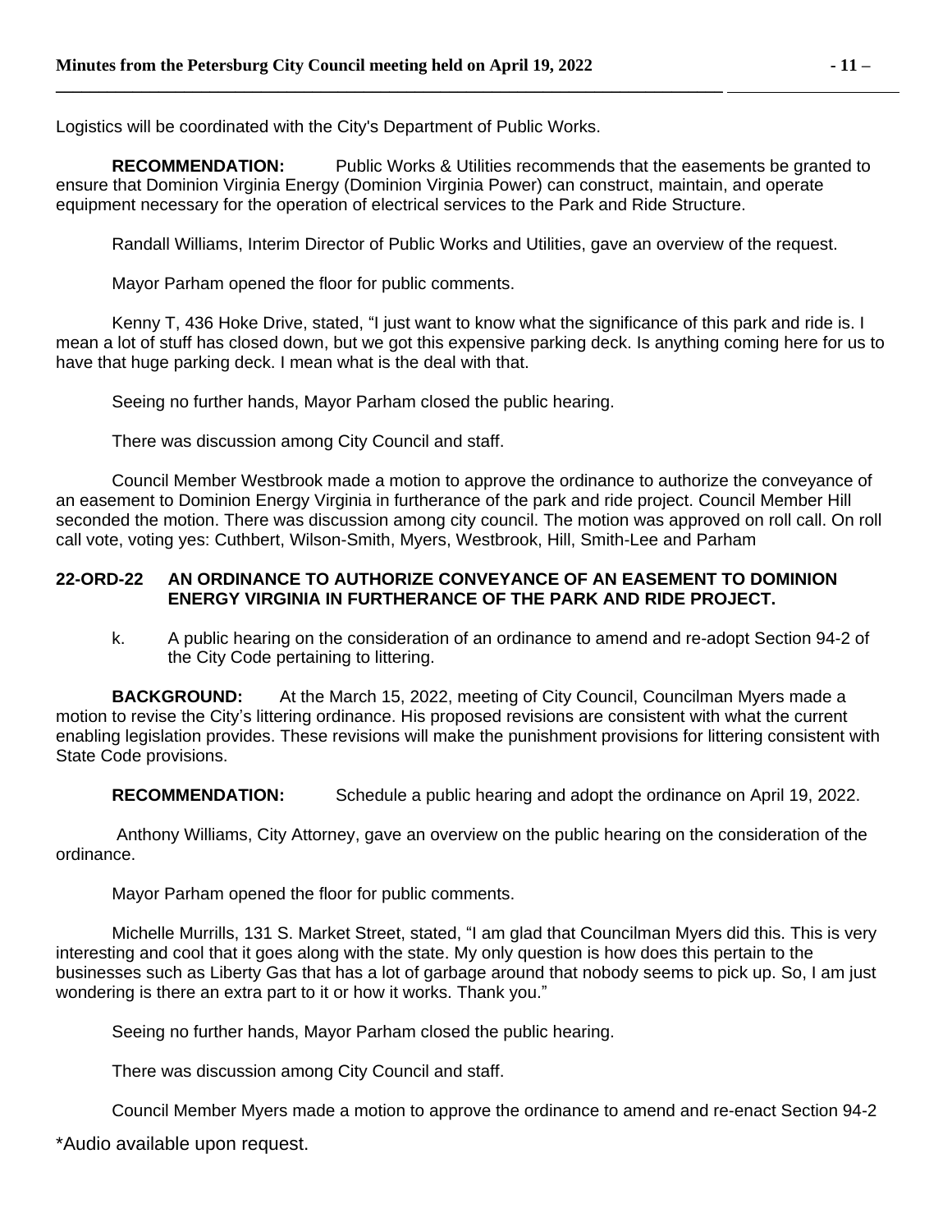Logistics will be coordinated with the City's Department of Public Works.

**RECOMMENDATION:** Public Works & Utilities recommends that the easements be granted to ensure that Dominion Virginia Energy (Dominion Virginia Power) can construct, maintain, and operate equipment necessary for the operation of electrical services to the Park and Ride Structure.

Randall Williams, Interim Director of Public Works and Utilities, gave an overview of the request.

Mayor Parham opened the floor for public comments.

Kenny T, 436 Hoke Drive, stated, "I just want to know what the significance of this park and ride is. I mean a lot of stuff has closed down, but we got this expensive parking deck. Is anything coming here for us to have that huge parking deck. I mean what is the deal with that.

Seeing no further hands, Mayor Parham closed the public hearing.

There was discussion among City Council and staff.

Council Member Westbrook made a motion to approve the ordinance to authorize the conveyance of an easement to Dominion Energy Virginia in furtherance of the park and ride project. Council Member Hill seconded the motion. There was discussion among city council. The motion was approved on roll call. On roll call vote, voting yes: Cuthbert, Wilson-Smith, Myers, Westbrook, Hill, Smith-Lee and Parham

**22-ORD-22 AN ORDINANCE TO AUTHORIZE CONVEYANCE OF AN EASEMENT TO DOMINION ENERGY VIRGINIA IN FURTHERANCE OF THE PARK AND RIDE PROJECT.**

k. A public hearing on the consideration of an ordinance to amend and re-adopt Section 94-2 of the City Code pertaining to littering.

**BACKGROUND:** At the March 15, 2022, meeting of City Council, Councilman Myers made a motion to revise the City's littering ordinance. His proposed revisions are consistent with what the current enabling legislation provides. These revisions will make the punishment provisions for littering consistent with State Code provisions.

**RECOMMENDATION:** Schedule a public hearing and adopt the ordinance on April 19, 2022.

Anthony Williams, City Attorney, gave an overview on the public hearing on the consideration of the ordinance.

Mayor Parham opened the floor for public comments.

Michelle Murrills, 131 S. Market Street, stated, "I am glad that Councilman Myers did this. This is very interesting and cool that it goes along with the state. My only question is how does this pertain to the businesses such as Liberty Gas that has a lot of garbage around that nobody seems to pick up. So, I am just wondering is there an extra part to it or how it works. Thank you."

Seeing no further hands, Mayor Parham closed the public hearing.

There was discussion among City Council and staff.

Council Member Myers made a motion to approve the ordinance to amend and re-enact Section 94-2

\*Audio available upon request.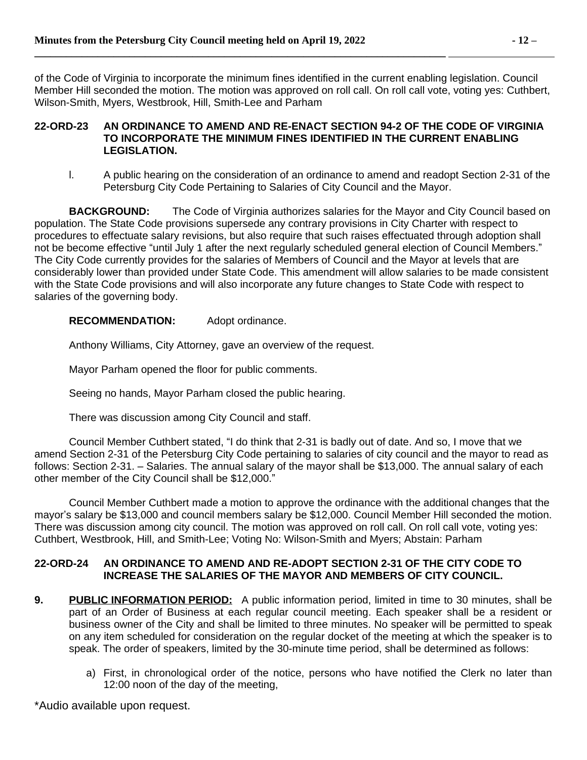of the Code of Virginia to incorporate the minimum fines identified in the current enabling legislation. Council Member Hill seconded the motion. The motion was approved on roll call. On roll call vote, voting yes: Cuthbert, Wilson-Smith, Myers, Westbrook, Hill, Smith-Lee and Parham

**22-ORD-23 AN ORDINANCE TO AMEND AND RE-ENACT SECTION 94-2 OF THE CODE OF VIRGINIA TO INCORPORATE THE MINIMUM FINES IDENTIFIED IN THE CURRENT ENABLING LEGISLATION.**

l. A public hearing on the consideration of an ordinance to amend and readopt Section 2-31 of the Petersburg City Code Pertaining to Salaries of City Council and the Mayor.

**BACKGROUND:** The Code of Virginia authorizes salaries for the Mayor and City Council based on population. The State Code provisions supersede any contrary provisions in City Charter with respect to procedures to effectuate salary revisions, but also require that such raises effectuated through adoption shall not be become effective "until July 1 after the next regularly scheduled general election of Council Members." The City Code currently provides for the salaries of Members of Council and the Mayor at levels that are considerably lower than provided under State Code. This amendment will allow salaries to be made consistent with the State Code provisions and will also incorporate any future changes to State Code with respect to salaries of the governing body.

**RECOMMENDATION:** Adopt ordinance.

Anthony Williams, City Attorney, gave an overview of the request.

Mayor Parham opened the floor for public comments.

Seeing no hands, Mayor Parham closed the public hearing.

There was discussion among City Council and staff.

Council Member Cuthbert stated, "I do think that 2-31 is badly out of date. And so, I move that we amend Section 2-31 of the Petersburg City Code pertaining to salaries of city council and the mayor to read as follows: Section 2-31. – Salaries. The annual salary of the mayor shall be $13,000. The annual salary of each other member of the City Council shall be $12,000."

Council Member Cuthbert made a motion to approve the ordinance with the additional changes that the mayor's salary be $13,000 and council members salary be $12,000. Council Member Hill seconded the motion. There was discussion among city council. The motion was approved on roll call. On roll call vote, voting yes: Cuthbert, Westbrook, Hill, and Smith-Lee; Voting No: Wilson-Smith and Myers; Abstain: Parham

**22-ORD-24 AN ORDINANCE TO AMEND AND RE-ADOPT SECTION 2-31 OF THE CITY CODE TO INCREASE THE SALARIES OF THE MAYOR AND MEMBERS OF CITY COUNCIL.**

**9. PUBLIC INFORMATION PERIOD:** A public information period, limited in time to 30 minutes, shall be part of an Order of Business at each regular council meeting. Each speaker shall be a resident or business owner of the City and shall be limited to three minutes. No speaker will be permitted to speak on any item scheduled for consideration on the regular docket of the meeting at which the speaker is to speak. The order of speakers, limited by the 30-minute time period, shall be determined as follows:

a) First, in chronological order of the notice, persons who have notified the Clerk no later than 12:00 noon of the day of the meeting,

*Audio available upon request.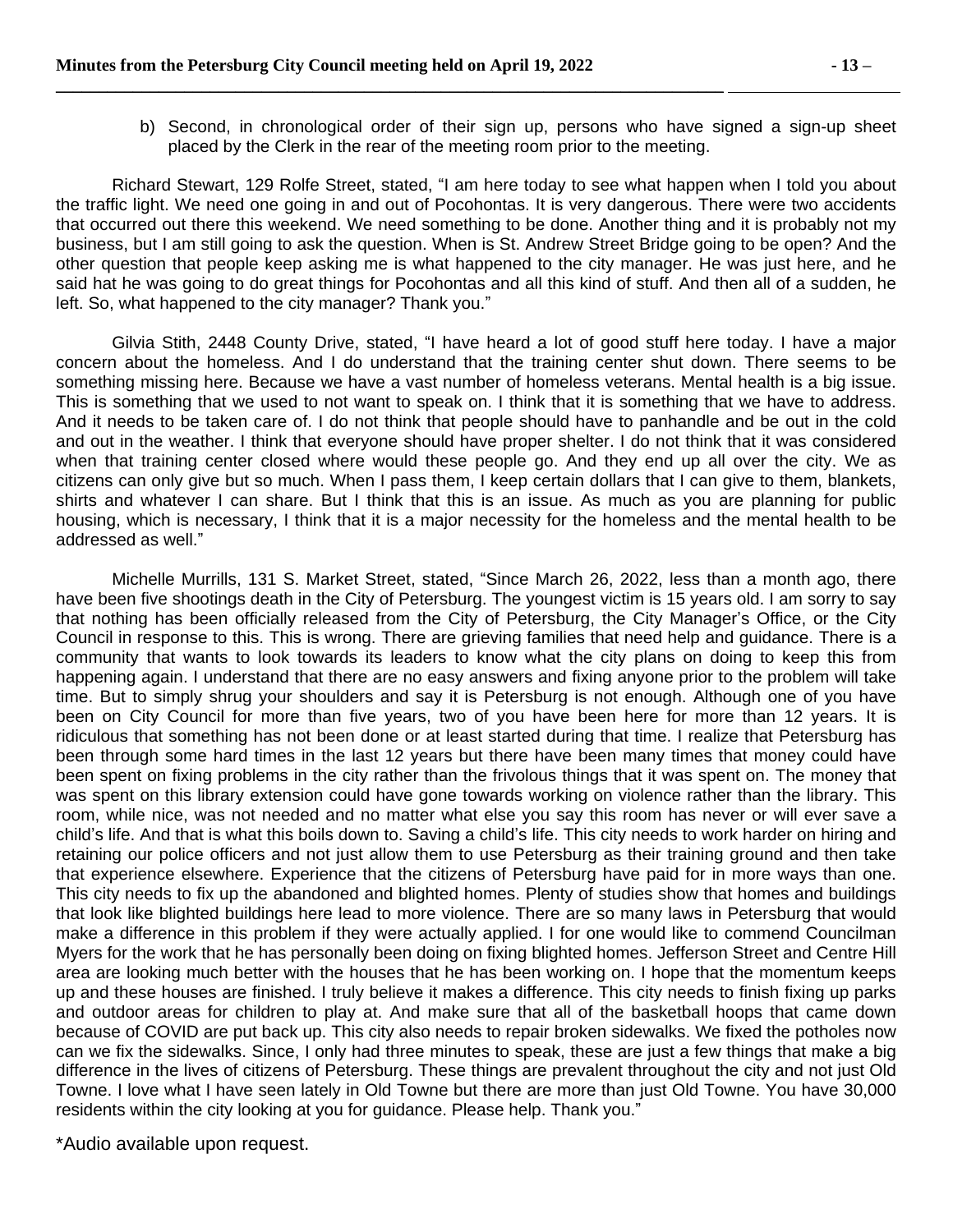b) Second, in chronological order of their sign up, persons who have signed a sign-up sheet placed by the Clerk in the rear of the meeting room prior to the meeting.

Richard Stewart, 129 Rolfe Street, stated, "I am here today to see what happen when I told you about the traffic light. We need one going in and out of Pocohontas. It is very dangerous. There were two accidents that occurred out there this weekend. We need something to be done. Another thing and it is probably not my business, but I am still going to ask the question. When is St. Andrew Street Bridge going to be open? And the other question that people keep asking me is what happened to the city manager. He was just here, and he said hat he was going to do great things for Pocohontas and all this kind of stuff. And then all of a sudden, he left. So, what happened to the city manager? Thank you."

Gilvia Stith, 2448 County Drive, stated, "I have heard a lot of good stuff here today. I have a major concern about the homeless. And I do understand that the training center shut down. There seems to be something missing here. Because we have a vast number of homeless veterans. Mental health is a big issue. This is something that we used to not want to speak on. I think that it is something that we have to address. And it needs to be taken care of. I do not think that people should have to panhandle and be out in the cold and out in the weather. I think that everyone should have proper shelter. I do not think that it was considered when that training center closed where would these people go. And they end up all over the city. We as citizens can only give but so much. When I pass them, I keep certain dollars that I can give to them, blankets, shirts and whatever I can share. But I think that this is an issue. As much as you are planning for public housing, which is necessary, I think that it is a major necessity for the homeless and the mental health to be addressed as well."

Michelle Murrills, 131 S. Market Street, stated, "Since March 26, 2022, less than a month ago, there have been five shootings death in the City of Petersburg. The youngest victim is 15 years old. I am sorry to say that nothing has been officially released from the City of Petersburg, the City Manager's Office, or the City Council in response to this. This is wrong. There are grieving families that need help and guidance. There is a community that wants to look towards its leaders to know what the city plans on doing to keep this from happening again. I understand that there are no easy answers and fixing anyone prior to the problem will take time. But to simply shrug your shoulders and say it is Petersburg is not enough. Although one of you have been on City Council for more than five years, two of you have been here for more than 12 years. It is ridiculous that something has not been done or at least started during that time. I realize that Petersburg has been through some hard times in the last 12 years but there have been many times that money could have been spent on fixing problems in the city rather than the frivolous things that it was spent on. The money that was spent on this library extension could have gone towards working on violence rather than the library. This room, while nice, was not needed and no matter what else you say this room has never or will ever save a child's life. And that is what this boils down to. Saving a child's life. This city needs to work harder on hiring and retaining our police officers and not just allow them to use Petersburg as their training ground and then take that experience elsewhere. Experience that the citizens of Petersburg have paid for in more ways than one. This city needs to fix up the abandoned and blighted homes. Plenty of studies show that homes and buildings that look like blighted buildings here lead to more violence. There are so many laws in Petersburg that would make a difference in this problem if they were actually applied. I for one would like to commend Councilman Myers for the work that he has personally been doing on fixing blighted homes. Jefferson Street and Centre Hill area are looking much better with the houses that he has been working on. I hope that the momentum keeps up and these houses are finished. I truly believe it makes a difference. This city needs to finish fixing up parks and outdoor areas for children to play at. And make sure that all of the basketball hoops that came down because of COVID are put back up. This city also needs to repair broken sidewalks. We fixed the potholes now can we fix the sidewalks. Since, I only had three minutes to speak, these are just a few things that make a big difference in the lives of citizens of Petersburg. These things are prevalent throughout the city and not just Old Towne. I love what I have seen lately in Old Towne but there are more than just Old Towne. You have 30,000 residents within the city looking at you for guidance. Please help. Thank you."

*Audio available upon request.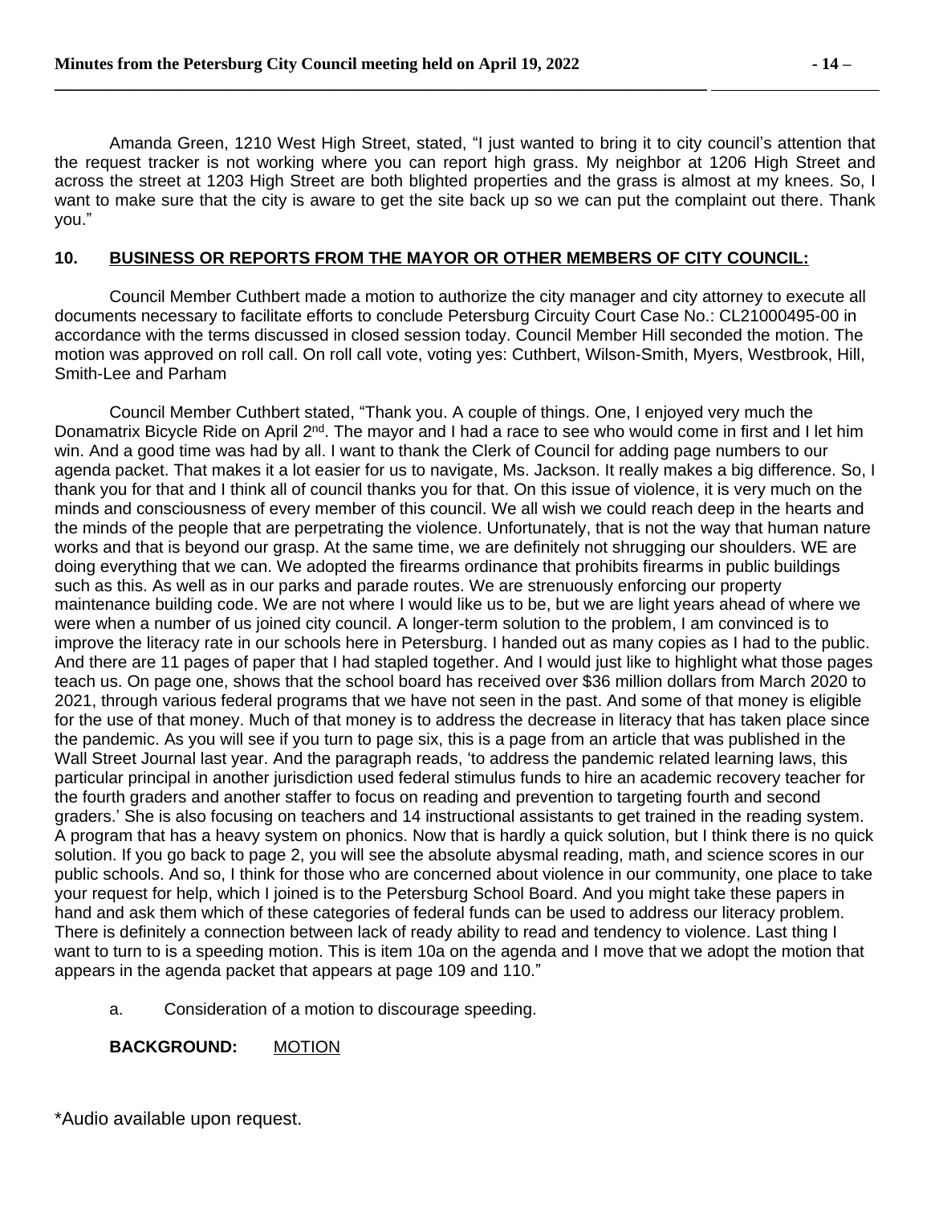Amanda Green, 1210 West High Street, stated, "I just wanted to bring it to city council's attention that the request tracker is not working where you can report high grass. My neighbor at 1206 High Street and across the street at 1203 High Street are both blighted properties and the grass is almost at my knees. So, I want to make sure that the city is aware to get the site back up so we can put the complaint out there. Thank you."

## 10. BUSINESS OR REPORTS FROM THE MAYOR OR OTHER MEMBERS OF CITY COUNCIL:

Council Member Cuthbert made a motion to authorize the city manager and city attorney to execute all documents necessary to facilitate efforts to conclude Petersburg Circuity Court Case No.: CL21000495-00 in accordance with the terms discussed in closed session today. Council Member Hill seconded the motion. The motion was approved on roll call. On roll call vote, voting yes: Cuthbert, Wilson-Smith, Myers, Westbrook, Hill, Smith-Lee and Parham

Council Member Cuthbert stated, "Thank you. A couple of things. One, I enjoyed very much the Donamatrix Bicycle Ride on April 2nd. The mayor and I had a race to see who would come in first and I let him win. And a good time was had by all. I want to thank the Clerk of Council for adding page numbers to our agenda packet. That makes it a lot easier for us to navigate, Ms. Jackson. It really makes a big difference. So, I thank you for that and I think all of council thanks you for that. On this issue of violence, it is very much on the minds and consciousness of every member of this council. We all wish we could reach deep in the hearts and the minds of the people that are perpetrating the violence. Unfortunately, that is not the way that human nature works and that is beyond our grasp. At the same time, we are definitely not shrugging our shoulders. WE are doing everything that we can. We adopted the firearms ordinance that prohibits firearms in public buildings such as this. As well as in our parks and parade routes. We are strenuously enforcing our property maintenance building code. We are not where I would like us to be, but we are light years ahead of where we were when a number of us joined city council. A longer-term solution to the problem, I am convinced is to improve the literacy rate in our schools here in Petersburg. I handed out as many copies as I had to the public. And there are 11 pages of paper that I had stapled together. And I would just like to highlight what those pages teach us. On page one, shows that the school board has received over $36 million dollars from March 2020 to 2021, through various federal programs that we have not seen in the past. And some of that money is eligible for the use of that money. Much of that money is to address the decrease in literacy that has taken place since the pandemic. As you will see if you turn to page six, this is a page from an article that was published in the Wall Street Journal last year. And the paragraph reads, 'to address the pandemic related learning laws, this particular principal in another jurisdiction used federal stimulus funds to hire an academic recovery teacher for the fourth graders and another staffer to focus on reading and prevention to targeting fourth and second graders.' She is also focusing on teachers and 14 instructional assistants to get trained in the reading system. A program that has a heavy system on phonics. Now that is hardly a quick solution, but I think there is no quick solution. If you go back to page 2, you will see the absolute abysmal reading, math, and science scores in our public schools. And so, I think for those who are concerned about violence in our community, one place to take your request for help, which I joined is to the Petersburg School Board. And you might take these papers in hand and ask them which of these categories of federal funds can be used to address our literacy problem. There is definitely a connection between lack of ready ability to read and tendency to violence. Last thing I want to turn to is a speeding motion. This is item 10a on the agenda and I move that we adopt the motion that appears in the agenda packet that appears at page 109 and 110."

a. Consideration of a motion to discourage speeding.

**BACKGROUND:** MOTION

*Audio available upon request.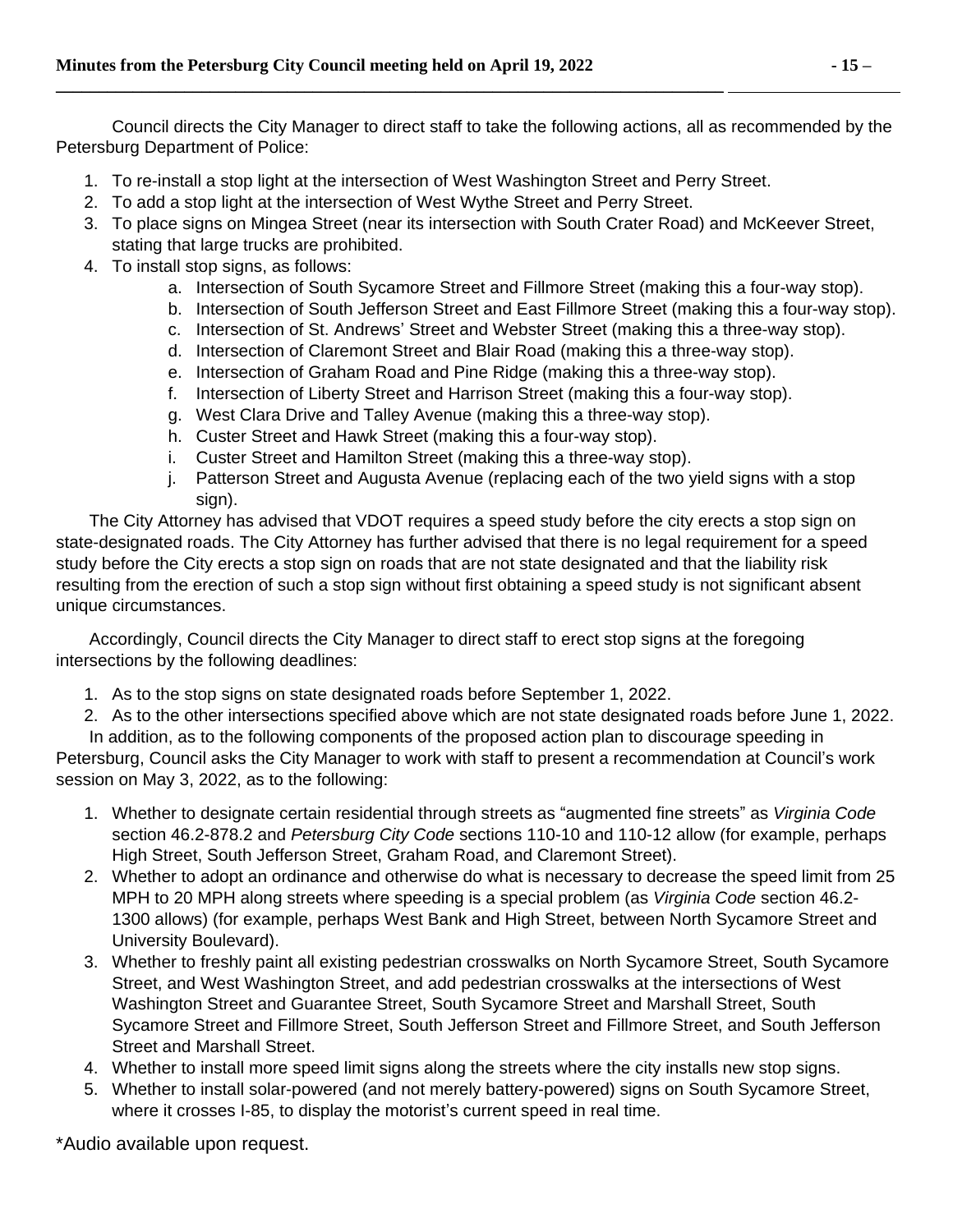Council directs the City Manager to direct staff to take the following actions, all as recommended by the Petersburg Department of Police:

1. To re-install a stop light at the intersection of West Washington Street and Perry Street.
2. To add a stop light at the intersection of West Wythe Street and Perry Street.
3. To place signs on Mingea Street (near its intersection with South Crater Road) and McKeever Street, stating that large trucks are prohibited.
4. To install stop signs, as follows:
   a. Intersection of South Sycamore Street and Fillmore Street (making this a four-way stop).
   b. Intersection of South Jefferson Street and East Fillmore Street (making this a four-way stop).
   c. Intersection of St. Andrews' Street and Webster Street (making this a three-way stop).
   d. Intersection of Claremont Street and Blair Road (making this a three-way stop).
   e. Intersection of Graham Road and Pine Ridge (making this a three-way stop).
   f. Intersection of Liberty Street and Harrison Street (making this a four-way stop).
   g. West Clara Drive and Talley Avenue (making this a three-way stop).
   h. Custer Street and Hawk Street (making this a four-way stop).
   i. Custer Street and Hamilton Street (making this a three-way stop).
   j. Patterson Street and Augusta Avenue (replacing each of the two yield signs with a stop sign).

The City Attorney has advised that VDOT requires a speed study before the city erects a stop sign on state-designated roads. The City Attorney has further advised that there is no legal requirement for a speed study before the City erects a stop sign on roads that are not state designated and that the liability risk resulting from the erection of such a stop sign without first obtaining a speed study is not significant absent unique circumstances.

Accordingly, Council directs the City Manager to direct staff to erect stop signs at the foregoing intersections by the following deadlines:

1. As to the stop signs on state designated roads before September 1, 2022.
2. As to the other intersections specified above which are not state designated roads before June 1, 2022.

In addition, as to the following components of the proposed action plan to discourage speeding in Petersburg, Council asks the City Manager to work with staff to present a recommendation at Council's work session on May 3, 2022, as to the following:

1. Whether to designate certain residential through streets as "augmented fine streets" as *Virginia Code* section 46.2-878.2 and *Petersburg City Code* sections 110-10 and 110-12 allow (for example, perhaps High Street, South Jefferson Street, Graham Road, and Claremont Street).
2. Whether to adopt an ordinance and otherwise do what is necessary to decrease the speed limit from 25 MPH to 20 MPH along streets where speeding is a special problem (as *Virginia Code* section 46.2-1300 allows) (for example, perhaps West Bank and High Street, between North Sycamore Street and University Boulevard).
3. Whether to freshly paint all existing pedestrian crosswalks on North Sycamore Street, South Sycamore Street, and West Washington Street, and add pedestrian crosswalks at the intersections of West Washington Street and Guarantee Street, South Sycamore Street and Marshall Street, South Sycamore Street and Fillmore Street, South Jefferson Street and Fillmore Street, and South Jefferson Street and Marshall Street.
4. Whether to install more speed limit signs along the streets where the city installs new stop signs.
5. Whether to install solar-powered (and not merely battery-powered) signs on South Sycamore Street, where it crosses I-85, to display the motorist's current speed in real time.

*Audio available upon request.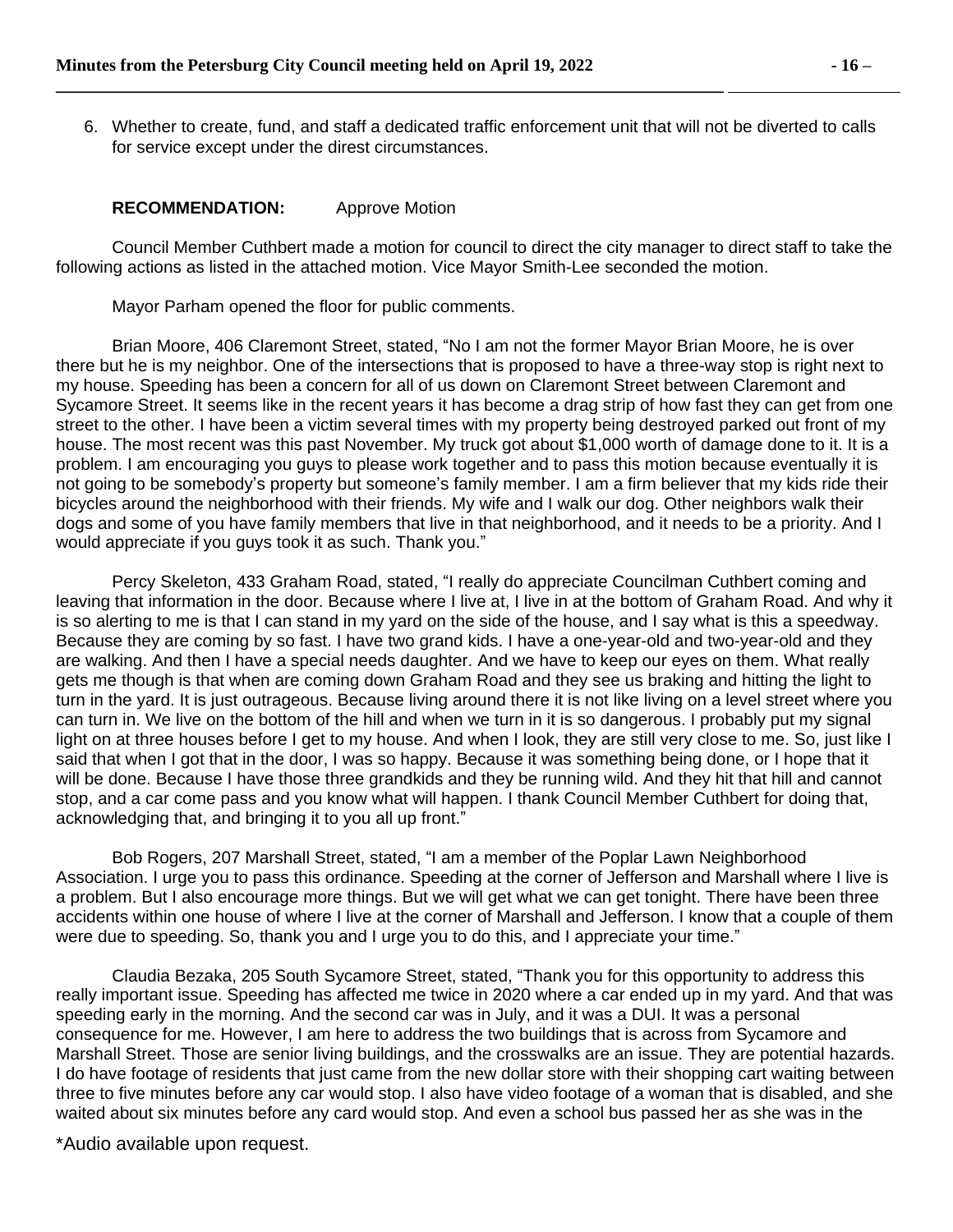6. Whether to create, fund, and staff a dedicated traffic enforcement unit that will not be diverted to calls for service except under the direst circumstances.

**RECOMMENDATION:** Approve Motion

Council Member Cuthbert made a motion for council to direct the city manager to direct staff to take the following actions as listed in the attached motion. Vice Mayor Smith-Lee seconded the motion.

Mayor Parham opened the floor for public comments.

Brian Moore, 406 Claremont Street, stated, "No I am not the former Mayor Brian Moore, he is over there but he is my neighbor. One of the intersections that is proposed to have a three-way stop is right next to my house. Speeding has been a concern for all of us down on Claremont Street between Claremont and Sycamore Street. It seems like in the recent years it has become a drag strip of how fast they can get from one street to the other. I have been a victim several times with my property being destroyed parked out front of my house. The most recent was this past November. My truck got about $1,000 worth of damage done to it. It is a problem. I am encouraging you guys to please work together and to pass this motion because eventually it is not going to be somebody's property but someone's family member. I am a firm believer that my kids ride their bicycles around the neighborhood with their friends. My wife and I walk our dog. Other neighbors walk their dogs and some of you have family members that live in that neighborhood, and it needs to be a priority. And I would appreciate if you guys took it as such. Thank you."

Percy Skeleton, 433 Graham Road, stated, "I really do appreciate Councilman Cuthbert coming and leaving that information in the door. Because where I live at, I live in at the bottom of Graham Road. And why it is so alerting to me is that I can stand in my yard on the side of the house, and I say what is this a speedway. Because they are coming by so fast. I have two grand kids. I have a one-year-old and two-year-old and they are walking. And then I have a special needs daughter. And we have to keep our eyes on them. What really gets me though is that when are coming down Graham Road and they see us braking and hitting the light to turn in the yard. It is just outrageous. Because living around there it is not like living on a level street where you can turn in. We live on the bottom of the hill and when we turn in it is so dangerous. I probably put my signal light on at three houses before I get to my house. And when I look, they are still very close to me. So, just like I said that when I got that in the door, I was so happy. Because it was something being done, or I hope that it will be done. Because I have those three grandkids and they be running wild. And they hit that hill and cannot stop, and a car come pass and you know what will happen. I thank Council Member Cuthbert for doing that, acknowledging that, and bringing it to you all up front."

Bob Rogers, 207 Marshall Street, stated, "I am a member of the Poplar Lawn Neighborhood Association. I urge you to pass this ordinance. Speeding at the corner of Jefferson and Marshall where I live is a problem. But I also encourage more things. But we will get what we can get tonight. There have been three accidents within one house of where I live at the corner of Marshall and Jefferson. I know that a couple of them were due to speeding. So, thank you and I urge you to do this, and I appreciate your time."

Claudia Bezaka, 205 South Sycamore Street, stated, "Thank you for this opportunity to address this really important issue. Speeding has affected me twice in 2020 where a car ended up in my yard. And that was speeding early in the morning. And the second car was in July, and it was a DUI. It was a personal consequence for me. However, I am here to address the two buildings that is across from Sycamore and Marshall Street. Those are senior living buildings, and the crosswalks are an issue. They are potential hazards. I do have footage of residents that just came from the new dollar store with their shopping cart waiting between three to five minutes before any car would stop. I also have video footage of a woman that is disabled, and she waited about six minutes before any card would stop. And even a school bus passed her as she was in the

*Audio available upon request.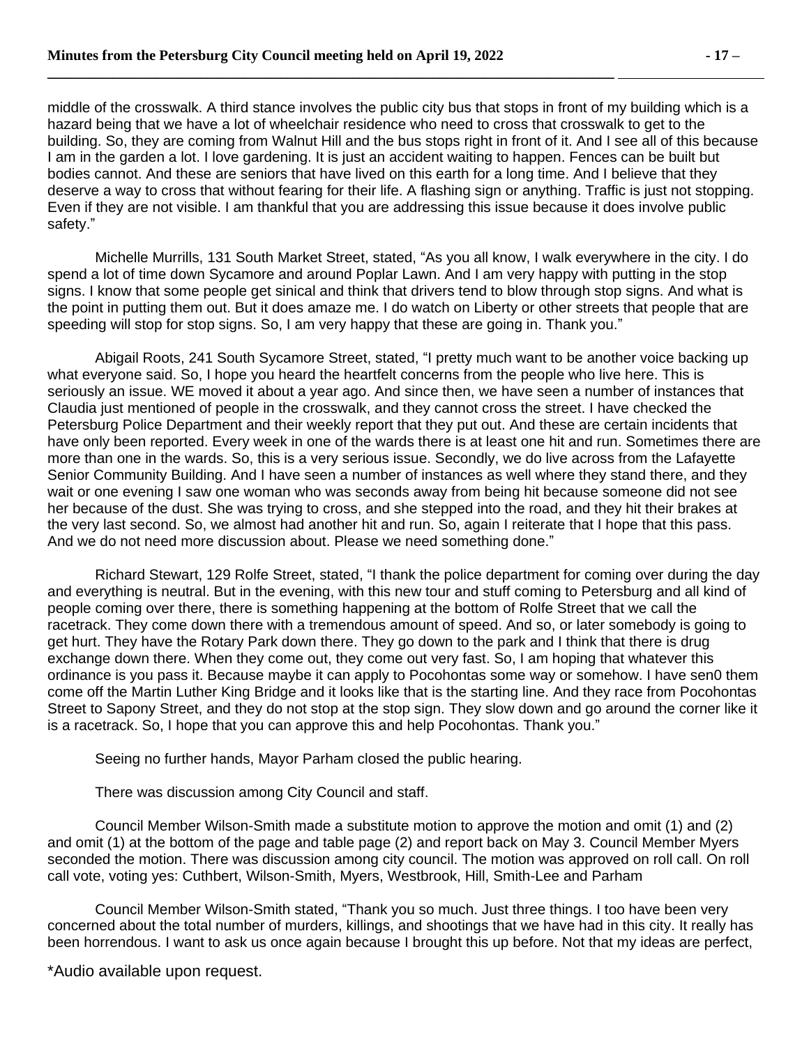middle of the crosswalk. A third stance involves the public city bus that stops in front of my building which is a hazard being that we have a lot of wheelchair residence who need to cross that crosswalk to get to the building. So, they are coming from Walnut Hill and the bus stops right in front of it. And I see all of this because I am in the garden a lot. I love gardening. It is just an accident waiting to happen. Fences can be built but bodies cannot. And these are seniors that have lived on this earth for a long time. And I believe that they deserve a way to cross that without fearing for their life. A flashing sign or anything. Traffic is just not stopping. Even if they are not visible. I am thankful that you are addressing this issue because it does involve public safety."

Michelle Murrills, 131 South Market Street, stated, "As you all know, I walk everywhere in the city. I do spend a lot of time down Sycamore and around Poplar Lawn. And I am very happy with putting in the stop signs. I know that some people get sinical and think that drivers tend to blow through stop signs. And what is the point in putting them out. But it does amaze me. I do watch on Liberty or other streets that people that are speeding will stop for stop signs. So, I am very happy that these are going in. Thank you."

Abigail Roots, 241 South Sycamore Street, stated, "I pretty much want to be another voice backing up what everyone said. So, I hope you heard the heartfelt concerns from the people who live here. This is seriously an issue. WE moved it about a year ago. And since then, we have seen a number of instances that Claudia just mentioned of people in the crosswalk, and they cannot cross the street. I have checked the Petersburg Police Department and their weekly report that they put out. And these are certain incidents that have only been reported. Every week in one of the wards there is at least one hit and run. Sometimes there are more than one in the wards. So, this is a very serious issue. Secondly, we do live across from the Lafayette Senior Community Building. And I have seen a number of instances as well where they stand there, and they wait or one evening I saw one woman who was seconds away from being hit because someone did not see her because of the dust. She was trying to cross, and she stepped into the road, and they hit their brakes at the very last second. So, we almost had another hit and run. So, again I reiterate that I hope that this pass. And we do not need more discussion about. Please we need something done."

Richard Stewart, 129 Rolfe Street, stated, "I thank the police department for coming over during the day and everything is neutral. But in the evening, with this new tour and stuff coming to Petersburg and all kind of people coming over there, there is something happening at the bottom of Rolfe Street that we call the racetrack. They come down there with a tremendous amount of speed. And so, or later somebody is going to get hurt. They have the Rotary Park down there. They go down to the park and I think that there is drug exchange down there. When they come out, they come out very fast. So, I am hoping that whatever this ordinance is you pass it. Because maybe it can apply to Pocohontas some way or somehow. I have sen0 them come off the Martin Luther King Bridge and it looks like that is the starting line. And they race from Pocohontas Street to Sapony Street, and they do not stop at the stop sign. They slow down and go around the corner like it is a racetrack. So, I hope that you can approve this and help Pocohontas. Thank you."

Seeing no further hands, Mayor Parham closed the public hearing.

There was discussion among City Council and staff.

Council Member Wilson-Smith made a substitute motion to approve the motion and omit (1) and (2) and omit (1) at the bottom of the page and table page (2) and report back on May 3. Council Member Myers seconded the motion. There was discussion among city council. The motion was approved on roll call. On roll call vote, voting yes: Cuthbert, Wilson-Smith, Myers, Westbrook, Hill, Smith-Lee and Parham

Council Member Wilson-Smith stated, "Thank you so much. Just three things. I too have been very concerned about the total number of murders, killings, and shootings that we have had in this city. It really has been horrendous. I want to ask us once again because I brought this up before. Not that my ideas are perfect,

\*Audio available upon request.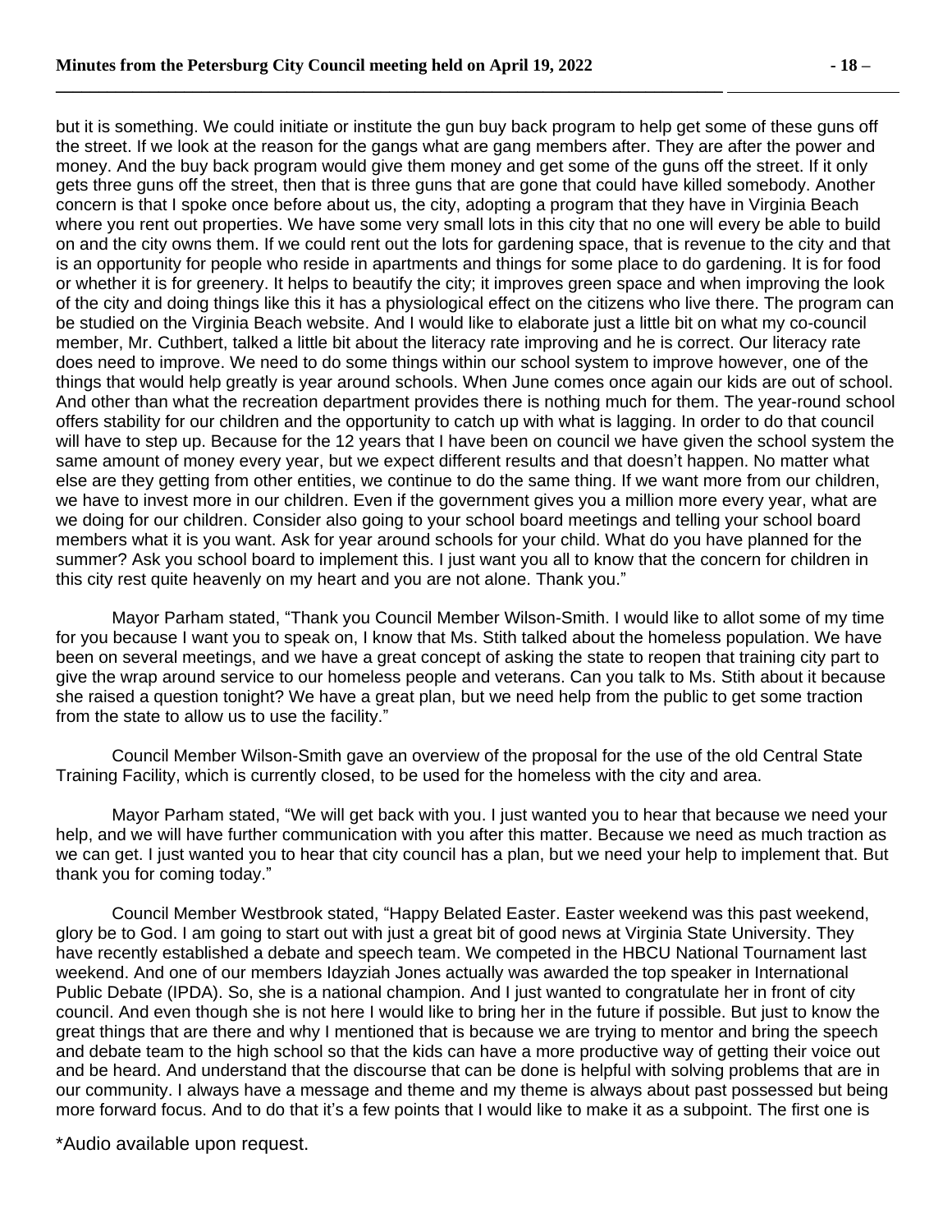but it is something. We could initiate or institute the gun buy back program to help get some of these guns off the street. If we look at the reason for the gangs what are gang members after. They are after the power and money. And the buy back program would give them money and get some of the guns off the street. If it only gets three guns off the street, then that is three guns that are gone that could have killed somebody. Another concern is that I spoke once before about us, the city, adopting a program that they have in Virginia Beach where you rent out properties. We have some very small lots in this city that no one will every be able to build on and the city owns them. If we could rent out the lots for gardening space, that is revenue to the city and that is an opportunity for people who reside in apartments and things for some place to do gardening. It is for food or whether it is for greenery. It helps to beautify the city; it improves green space and when improving the look of the city and doing things like this it has a physiological effect on the citizens who live there. The program can be studied on the Virginia Beach website. And I would like to elaborate just a little bit on what my co-council member, Mr. Cuthbert, talked a little bit about the literacy rate improving and he is correct. Our literacy rate does need to improve. We need to do some things within our school system to improve however, one of the things that would help greatly is year around schools. When June comes once again our kids are out of school. And other than what the recreation department provides there is nothing much for them. The year-round school offers stability for our children and the opportunity to catch up with what is lagging. In order to do that council will have to step up. Because for the 12 years that I have been on council we have given the school system the same amount of money every year, but we expect different results and that doesn't happen. No matter what else are they getting from other entities, we continue to do the same thing. If we want more from our children, we have to invest more in our children. Even if the government gives you a million more every year, what are we doing for our children. Consider also going to your school board meetings and telling your school board members what it is you want. Ask for year around schools for your child. What do you have planned for the summer? Ask you school board to implement this. I just want you all to know that the concern for children in this city rest quite heavenly on my heart and you are not alone. Thank you."

Mayor Parham stated, "Thank you Council Member Wilson-Smith. I would like to allot some of my time for you because I want you to speak on, I know that Ms. Stith talked about the homeless population. We have been on several meetings, and we have a great concept of asking the state to reopen that training city part to give the wrap around service to our homeless people and veterans. Can you talk to Ms. Stith about it because she raised a question tonight? We have a great plan, but we need help from the public to get some traction from the state to allow us to use the facility."

Council Member Wilson-Smith gave an overview of the proposal for the use of the old Central State Training Facility, which is currently closed, to be used for the homeless with the city and area.

Mayor Parham stated, "We will get back with you. I just wanted you to hear that because we need your help, and we will have further communication with you after this matter. Because we need as much traction as we can get. I just wanted you to hear that city council has a plan, but we need your help to implement that. But thank you for coming today."

Council Member Westbrook stated, "Happy Belated Easter. Easter weekend was this past weekend, glory be to God. I am going to start out with just a great bit of good news at Virginia State University. They have recently established a debate and speech team. We competed in the HBCU National Tournament last weekend. And one of our members Idayziah Jones actually was awarded the top speaker in International Public Debate (IPDA). So, she is a national champion. And I just wanted to congratulate her in front of city council. And even though she is not here I would like to bring her in the future if possible. But just to know the great things that are there and why I mentioned that is because we are trying to mentor and bring the speech and debate team to the high school so that the kids can have a more productive way of getting their voice out and be heard. And understand that the discourse that can be done is helpful with solving problems that are in our community. I always have a message and theme and my theme is always about past possessed but being more forward focus. And to do that it's a few points that I would like to make it as a subpoint. The first one is

*Audio available upon request.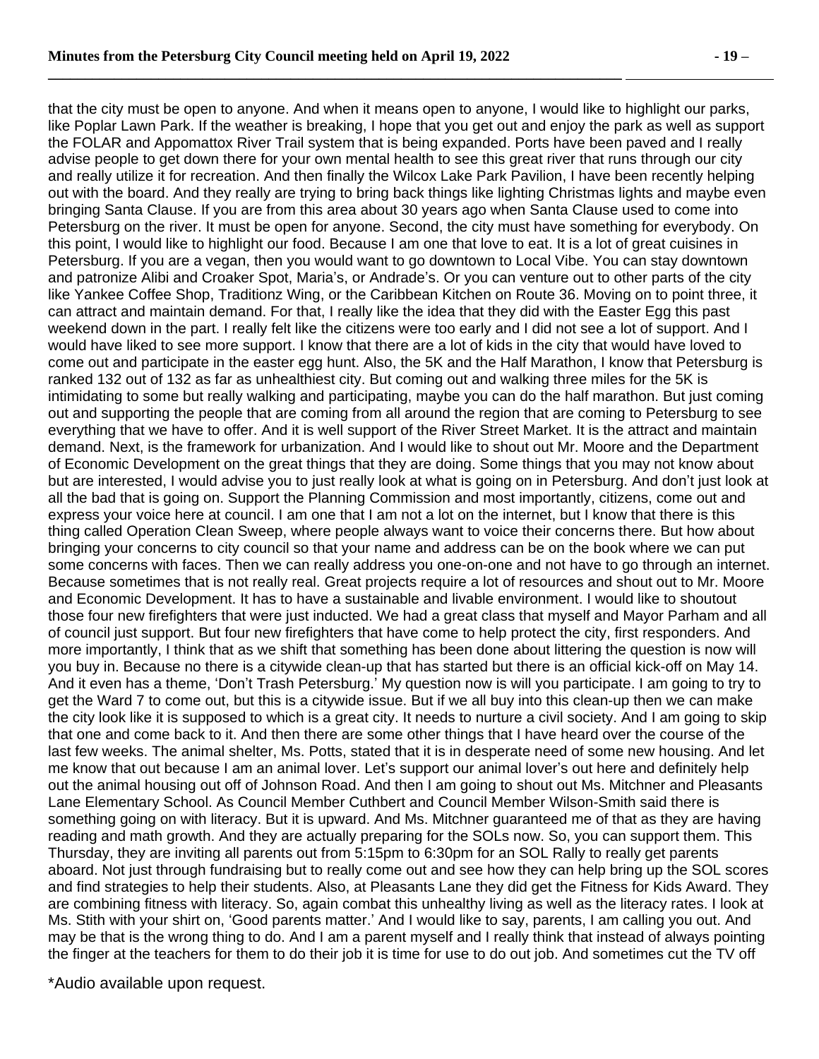that the city must be open to anyone. And when it means open to anyone, I would like to highlight our parks, like Poplar Lawn Park. If the weather is breaking, I hope that you get out and enjoy the park as well as support the FOLAR and Appomattox River Trail system that is being expanded. Ports have been paved and I really advise people to get down there for your own mental health to see this great river that runs through our city and really utilize it for recreation. And then finally the Wilcox Lake Park Pavilion, I have been recently helping out with the board. And they really are trying to bring back things like lighting Christmas lights and maybe even bringing Santa Clause. If you are from this area about 30 years ago when Santa Clause used to come into Petersburg on the river. It must be open for anyone. Second, the city must have something for everybody. On this point, I would like to highlight our food. Because I am one that love to eat. It is a lot of great cuisines in Petersburg. If you are a vegan, then you would want to go downtown to Local Vibe. You can stay downtown and patronize Alibi and Croaker Spot, Maria's, or Andrade's. Or you can venture out to other parts of the city like Yankee Coffee Shop, Traditionz Wing, or the Caribbean Kitchen on Route 36. Moving on to point three, it can attract and maintain demand. For that, I really like the idea that they did with the Easter Egg this past weekend down in the part. I really felt like the citizens were too early and I did not see a lot of support. And I would have liked to see more support. I know that there are a lot of kids in the city that would have loved to come out and participate in the easter egg hunt. Also, the 5K and the Half Marathon, I know that Petersburg is ranked 132 out of 132 as far as unhealthiest city. But coming out and walking three miles for the 5K is intimidating to some but really walking and participating, maybe you can do the half marathon. But just coming out and supporting the people that are coming from all around the region that are coming to Petersburg to see everything that we have to offer. And it is well support of the River Street Market. It is the attract and maintain demand. Next, is the framework for urbanization. And I would like to shout out Mr. Moore and the Department of Economic Development on the great things that they are doing. Some things that you may not know about but are interested, I would advise you to just really look at what is going on in Petersburg. And don't just look at all the bad that is going on. Support the Planning Commission and most importantly, citizens, come out and express your voice here at council. I am one that I am not a lot on the internet, but I know that there is this thing called Operation Clean Sweep, where people always want to voice their concerns there. But how about bringing your concerns to city council so that your name and address can be on the book where we can put some concerns with faces. Then we can really address you one-on-one and not have to go through an internet. Because sometimes that is not really real. Great projects require a lot of resources and shout out to Mr. Moore and Economic Development. It has to have a sustainable and livable environment. I would like to shoutout those four new firefighters that were just inducted. We had a great class that myself and Mayor Parham and all of council just support. But four new firefighters that have come to help protect the city, first responders. And more importantly, I think that as we shift that something has been done about littering the question is now will you buy in. Because no there is a citywide clean-up that has started but there is an official kick-off on May 14. And it even has a theme, 'Don't Trash Petersburg.' My question now is will you participate. I am going to try to get the Ward 7 to come out, but this is a citywide issue. But if we all buy into this clean-up then we can make the city look like it is supposed to which is a great city. It needs to nurture a civil society. And I am going to skip that one and come back to it. And then there are some other things that I have heard over the course of the last few weeks. The animal shelter, Ms. Potts, stated that it is in desperate need of some new housing. And let me know that out because I am an animal lover. Let's support our animal lover's out here and definitely help out the animal housing out off of Johnson Road. And then I am going to shout out Ms. Mitchner and Pleasants Lane Elementary School. As Council Member Cuthbert and Council Member Wilson-Smith said there is something going on with literacy. But it is upward. And Ms. Mitchner guaranteed me of that as they are having reading and math growth. And they are actually preparing for the SOLs now. So, you can support them. This Thursday, they are inviting all parents out from 5:15pm to 6:30pm for an SOL Rally to really get parents aboard. Not just through fundraising but to really come out and see how they can help bring up the SOL scores and find strategies to help their students. Also, at Pleasants Lane they did get the Fitness for Kids Award. They are combining fitness with literacy. So, again combat this unhealthy living as well as the literacy rates. I look at Ms. Stith with your shirt on, 'Good parents matter.' And I would like to say, parents, I am calling you out. And may be that is the wrong thing to do. And I am a parent myself and I really think that instead of always pointing the finger at the teachers for them to do their job it is time for use to do out job. And sometimes cut the TV off

*Audio available upon request.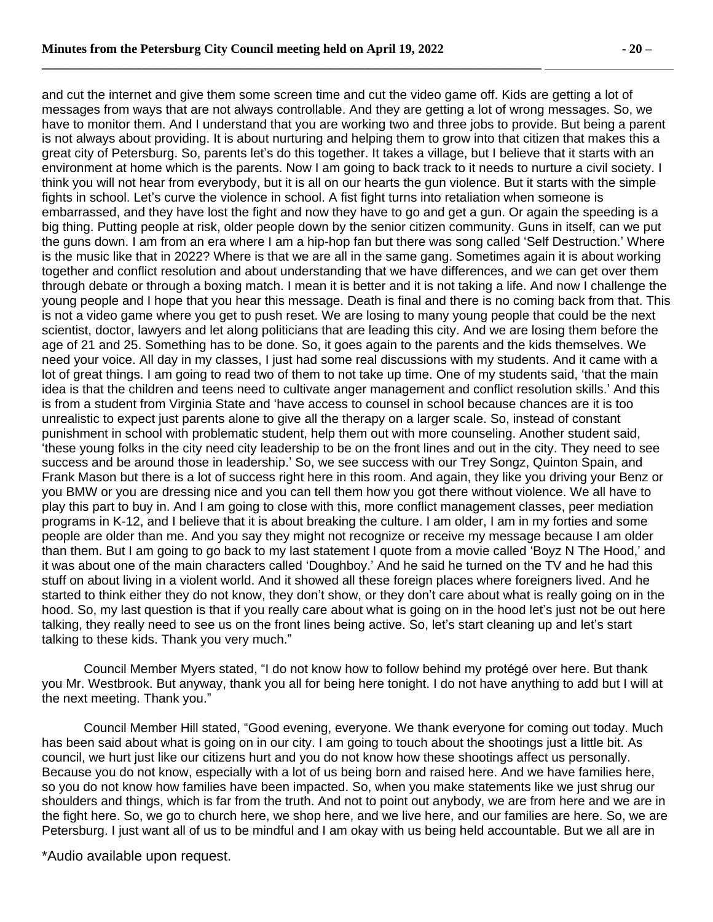and cut the internet and give them some screen time and cut the video game off. Kids are getting a lot of messages from ways that are not always controllable. And they are getting a lot of wrong messages. So, we have to monitor them. And I understand that you are working two and three jobs to provide. But being a parent is not always about providing. It is about nurturing and helping them to grow into that citizen that makes this a great city of Petersburg. So, parents let's do this together. It takes a village, but I believe that it starts with an environment at home which is the parents. Now I am going to back track to it needs to nurture a civil society. I think you will not hear from everybody, but it is all on our hearts the gun violence. But it starts with the simple fights in school. Let's curve the violence in school. A fist fight turns into retaliation when someone is embarrassed, and they have lost the fight and now they have to go and get a gun. Or again the speeding is a big thing. Putting people at risk, older people down by the senior citizen community. Guns in itself, can we put the guns down. I am from an era where I am a hip-hop fan but there was song called 'Self Destruction.' Where is the music like that in 2022? Where is that we are all in the same gang. Sometimes again it is about working together and conflict resolution and about understanding that we have differences, and we can get over them through debate or through a boxing match. I mean it is better and it is not taking a life. And now I challenge the young people and I hope that you hear this message. Death is final and there is no coming back from that. This is not a video game where you get to push reset. We are losing to many young people that could be the next scientist, doctor, lawyers and let along politicians that are leading this city. And we are losing them before the age of 21 and 25. Something has to be done. So, it goes again to the parents and the kids themselves. We need your voice. All day in my classes, I just had some real discussions with my students. And it came with a lot of great things. I am going to read two of them to not take up time. One of my students said, 'that the main idea is that the children and teens need to cultivate anger management and conflict resolution skills.' And this is from a student from Virginia State and 'have access to counsel in school because chances are it is too unrealistic to expect just parents alone to give all the therapy on a larger scale. So, instead of constant punishment in school with problematic student, help them out with more counseling. Another student said, 'these young folks in the city need city leadership to be on the front lines and out in the city. They need to see success and be around those in leadership.' So, we see success with our Trey Songz, Quinton Spain, and Frank Mason but there is a lot of success right here in this room. And again, they like you driving your Benz or you BMW or you are dressing nice and you can tell them how you got there without violence. We all have to play this part to buy in. And I am going to close with this, more conflict management classes, peer mediation programs in K-12, and I believe that it is about breaking the culture. I am older, I am in my forties and some people are older than me. And you say they might not recognize or receive my message because I am older than them. But I am going to go back to my last statement I quote from a movie called 'Boyz N The Hood,' and it was about one of the main characters called 'Doughboy.' And he said he turned on the TV and he had this stuff on about living in a violent world. And it showed all these foreign places where foreigners lived. And he started to think either they do not know, they don't show, or they don't care about what is really going on in the hood. So, my last question is that if you really care about what is going on in the hood let's just not be out here talking, they really need to see us on the front lines being active. So, let's start cleaning up and let's start talking to these kids. Thank you very much."

Council Member Myers stated, "I do not know how to follow behind my protégé over here. But thank you Mr. Westbrook. But anyway, thank you all for being here tonight. I do not have anything to add but I will at the next meeting. Thank you."

Council Member Hill stated, "Good evening, everyone. We thank everyone for coming out today. Much has been said about what is going on in our city. I am going to touch about the shootings just a little bit. As council, we hurt just like our citizens hurt and you do not know how these shootings affect us personally. Because you do not know, especially with a lot of us being born and raised here. And we have families here, so you do not know how families have been impacted. So, when you make statements like we just shrug our shoulders and things, which is far from the truth. And not to point out anybody, we are from here and we are in the fight here. So, we go to church here, we shop here, and we live here, and our families are here. So, we are Petersburg. I just want all of us to be mindful and I am okay with us being held accountable. But we all are in

\*Audio available upon request.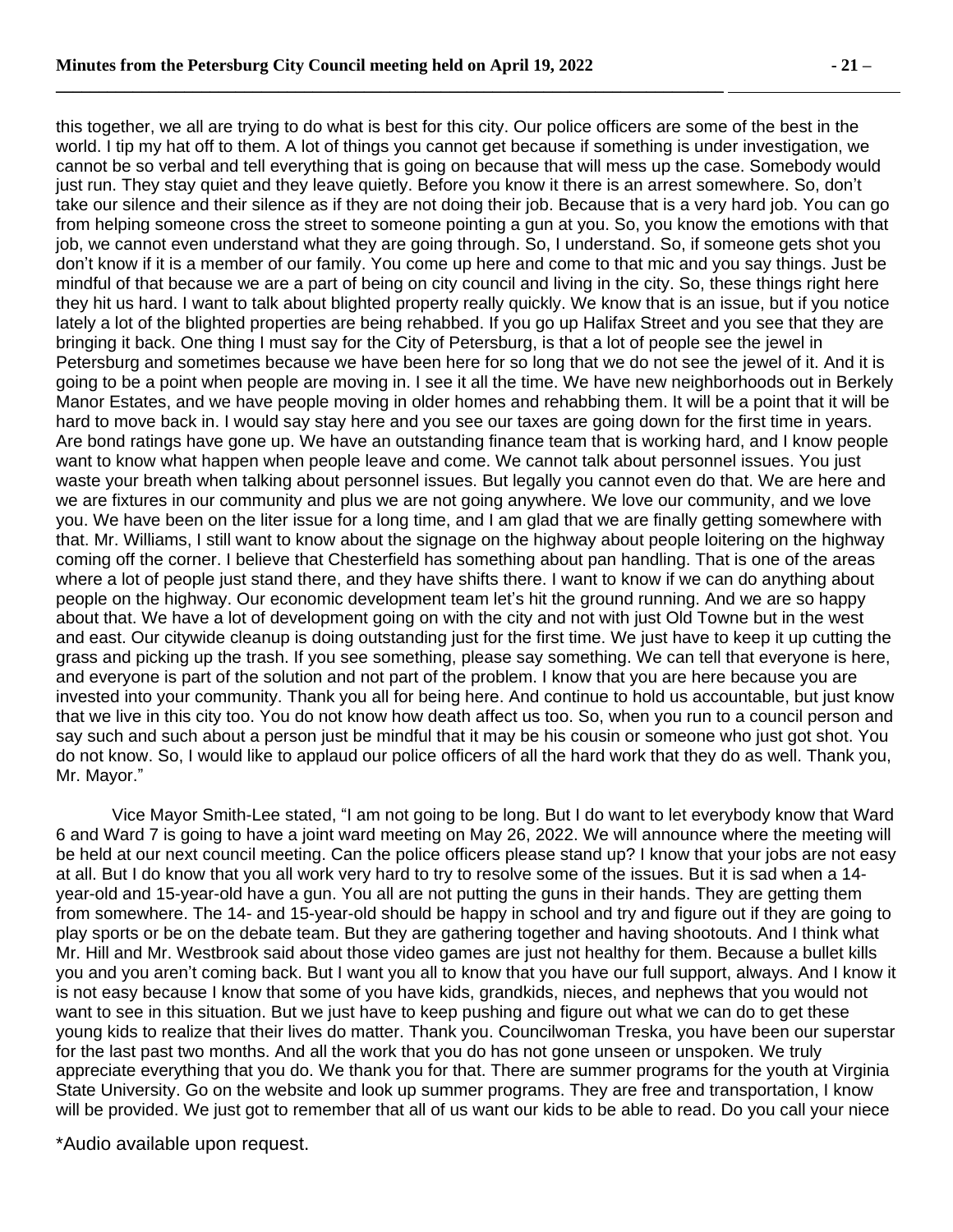this together, we all are trying to do what is best for this city. Our police officers are some of the best in the world. I tip my hat off to them. A lot of things you cannot get because if something is under investigation, we cannot be so verbal and tell everything that is going on because that will mess up the case. Somebody would just run. They stay quiet and they leave quietly. Before you know it there is an arrest somewhere. So, don't take our silence and their silence as if they are not doing their job. Because that is a very hard job. You can go from helping someone cross the street to someone pointing a gun at you. So, you know the emotions with that job, we cannot even understand what they are going through. So, I understand. So, if someone gets shot you don't know if it is a member of our family. You come up here and come to that mic and you say things. Just be mindful of that because we are a part of being on city council and living in the city. So, these things right here they hit us hard. I want to talk about blighted property really quickly. We know that is an issue, but if you notice lately a lot of the blighted properties are being rehabbed. If you go up Halifax Street and you see that they are bringing it back. One thing I must say for the City of Petersburg, is that a lot of people see the jewel in Petersburg and sometimes because we have been here for so long that we do not see the jewel of it. And it is going to be a point when people are moving in. I see it all the time. We have new neighborhoods out in Berkely Manor Estates, and we have people moving in older homes and rehabbing them. It will be a point that it will be hard to move back in. I would say stay here and you see our taxes are going down for the first time in years. Are bond ratings have gone up. We have an outstanding finance team that is working hard, and I know people want to know what happen when people leave and come. We cannot talk about personnel issues. You just waste your breath when talking about personnel issues. But legally you cannot even do that. We are here and we are fixtures in our community and plus we are not going anywhere. We love our community, and we love you. We have been on the liter issue for a long time, and I am glad that we are finally getting somewhere with that. Mr. Williams, I still want to know about the signage on the highway about people loitering on the highway coming off the corner. I believe that Chesterfield has something about pan handling. That is one of the areas where a lot of people just stand there, and they have shifts there. I want to know if we can do anything about people on the highway. Our economic development team let's hit the ground running. And we are so happy about that. We have a lot of development going on with the city and not with just Old Towne but in the west and east. Our citywide cleanup is doing outstanding just for the first time. We just have to keep it up cutting the grass and picking up the trash. If you see something, please say something. We can tell that everyone is here, and everyone is part of the solution and not part of the problem. I know that you are here because you are invested into your community. Thank you all for being here. And continue to hold us accountable, but just know that we live in this city too. You do not know how death affect us too. So, when you run to a council person and say such and such about a person just be mindful that it may be his cousin or someone who just got shot. You do not know. So, I would like to applaud our police officers of all the hard work that they do as well. Thank you, Mr. Mayor."

Vice Mayor Smith-Lee stated, "I am not going to be long. But I do want to let everybody know that Ward 6 and Ward 7 is going to have a joint ward meeting on May 26, 2022. We will announce where the meeting will be held at our next council meeting. Can the police officers please stand up? I know that your jobs are not easy at all. But I do know that you all work very hard to try to resolve some of the issues. But it is sad when a 14-year-old and 15-year-old have a gun. You all are not putting the guns in their hands. They are getting them from somewhere. The 14- and 15-year-old should be happy in school and try and figure out if they are going to play sports or be on the debate team. But they are gathering together and having shootouts. And I think what Mr. Hill and Mr. Westbrook said about those video games are just not healthy for them. Because a bullet kills you and you aren't coming back. But I want you all to know that you have our full support, always. And I know it is not easy because I know that some of you have kids, grandkids, nieces, and nephews that you would not want to see in this situation. But we just have to keep pushing and figure out what we can do to get these young kids to realize that their lives do matter. Thank you. Councilwoman Treska, you have been our superstar for the last past two months. And all the work that you do has not gone unseen or unspoken. We truly appreciate everything that you do. We thank you for that. There are summer programs for the youth at Virginia State University. Go on the website and look up summer programs. They are free and transportation, I know will be provided. We just got to remember that all of us want our kids to be able to read. Do you call your niece

\*Audio available upon request.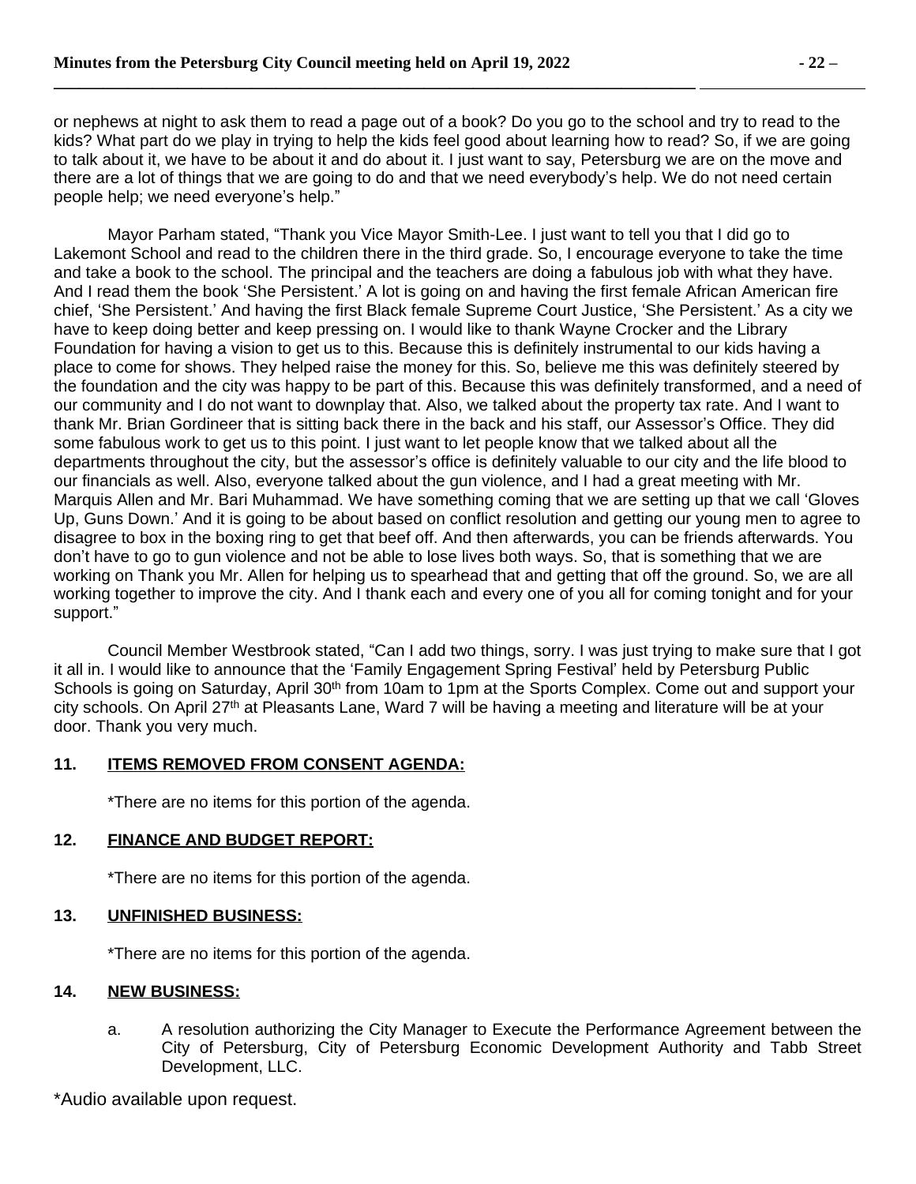or nephews at night to ask them to read a page out of a book? Do you go to the school and try to read to the kids? What part do we play in trying to help the kids feel good about learning how to read? So, if we are going to talk about it, we have to be about it and do about it. I just want to say, Petersburg we are on the move and there are a lot of things that we are going to do and that we need everybody's help. We do not need certain people help; we need everyone's help."

Mayor Parham stated, "Thank you Vice Mayor Smith-Lee. I just want to tell you that I did go to Lakemont School and read to the children there in the third grade. So, I encourage everyone to take the time and take a book to the school. The principal and the teachers are doing a fabulous job with what they have. And I read them the book 'She Persistent.' A lot is going on and having the first female African American fire chief, 'She Persistent.' And having the first Black female Supreme Court Justice, 'She Persistent.' As a city we have to keep doing better and keep pressing on. I would like to thank Wayne Crocker and the Library Foundation for having a vision to get us to this. Because this is definitely instrumental to our kids having a place to come for shows. They helped raise the money for this. So, believe me this was definitely steered by the foundation and the city was happy to be part of this. Because this was definitely transformed, and a need of our community and I do not want to downplay that. Also, we talked about the property tax rate. And I want to thank Mr. Brian Gordineer that is sitting back there in the back and his staff, our Assessor's Office. They did some fabulous work to get us to this point. I just want to let people know that we talked about all the departments throughout the city, but the assessor's office is definitely valuable to our city and the life blood to our financials as well. Also, everyone talked about the gun violence, and I had a great meeting with Mr. Marquis Allen and Mr. Bari Muhammad. We have something coming that we are setting up that we call 'Gloves Up, Guns Down.' And it is going to be about based on conflict resolution and getting our young men to agree to disagree to box in the boxing ring to get that beef off. And then afterwards, you can be friends afterwards. You don't have to go to gun violence and not be able to lose lives both ways. So, that is something that we are working on Thank you Mr. Allen for helping us to spearhead that and getting that off the ground. So, we are all working together to improve the city. And I thank each and every one of you all for coming tonight and for your support."

Council Member Westbrook stated, "Can I add two things, sorry. I was just trying to make sure that I got it all in. I would like to announce that the 'Family Engagement Spring Festival' held by Petersburg Public Schools is going on Saturday, April 30th from 10am to 1pm at the Sports Complex. Come out and support your city schools. On April 27th at Pleasants Lane, Ward 7 will be having a meeting and literature will be at your door. Thank you very much.

## 11. ITEMS REMOVED FROM CONSENT AGENDA:

*There are no items for this portion of the agenda.

## 12. FINANCE AND BUDGET REPORT:

*There are no items for this portion of the agenda.

## 13. UNFINISHED BUSINESS:

*There are no items for this portion of the agenda.

## 14. NEW BUSINESS:

a. A resolution authorizing the City Manager to Execute the Performance Agreement between the City of Petersburg, City of Petersburg Economic Development Authority and Tabb Street Development, LLC.

*Audio available upon request.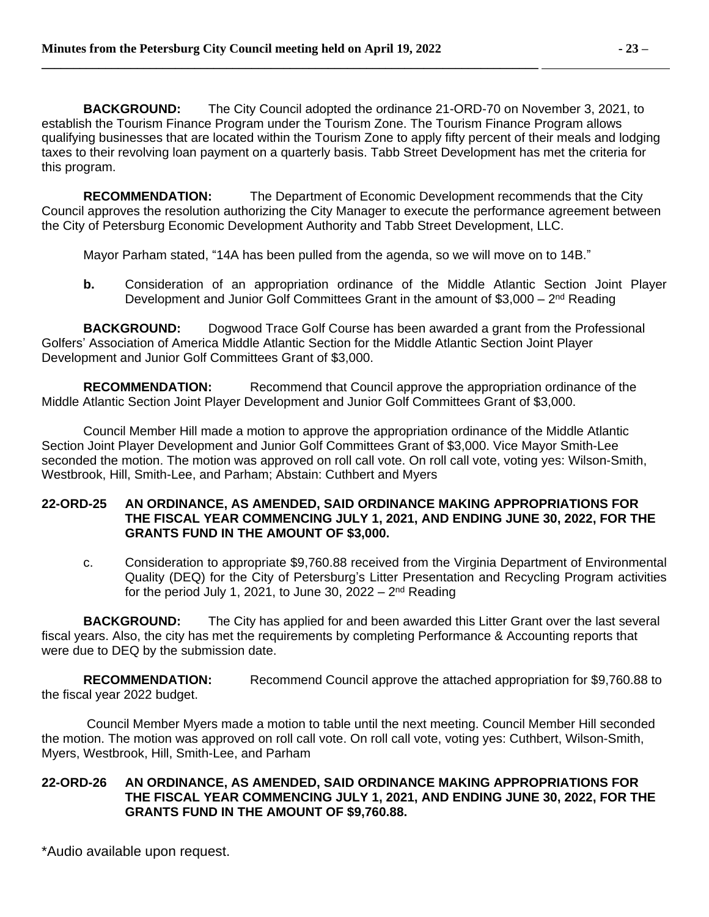**BACKGROUND:** The City Council adopted the ordinance 21-ORD-70 on November 3, 2021, to establish the Tourism Finance Program under the Tourism Zone. The Tourism Finance Program allows qualifying businesses that are located within the Tourism Zone to apply fifty percent of their meals and lodging taxes to their revolving loan payment on a quarterly basis. Tabb Street Development has met the criteria for this program.

**RECOMMENDATION:** The Department of Economic Development recommends that the City Council approves the resolution authorizing the City Manager to execute the performance agreement between the City of Petersburg Economic Development Authority and Tabb Street Development, LLC.

Mayor Parham stated, "14A has been pulled from the agenda, so we will move on to 14B."

**b.** Consideration of an appropriation ordinance of the Middle Atlantic Section Joint Player Development and Junior Golf Committees Grant in the amount of $3,000 – 2nd Reading

**BACKGROUND:** Dogwood Trace Golf Course has been awarded a grant from the Professional Golfers' Association of America Middle Atlantic Section for the Middle Atlantic Section Joint Player Development and Junior Golf Committees Grant of $3,000.

**RECOMMENDATION:** Recommend that Council approve the appropriation ordinance of the Middle Atlantic Section Joint Player Development and Junior Golf Committees Grant of $3,000.

Council Member Hill made a motion to approve the appropriation ordinance of the Middle Atlantic Section Joint Player Development and Junior Golf Committees Grant of $3,000. Vice Mayor Smith-Lee seconded the motion. The motion was approved on roll call vote. On roll call vote, voting yes: Wilson-Smith, Westbrook, Hill, Smith-Lee, and Parham; Abstain: Cuthbert and Myers

**22-ORD-25 AN ORDINANCE, AS AMENDED, SAID ORDINANCE MAKING APPROPRIATIONS FOR THE FISCAL YEAR COMMENCING JULY 1, 2021, AND ENDING JUNE 30, 2022, FOR THE GRANTS FUND IN THE AMOUNT OF $3,000.**

c. Consideration to appropriate $9,760.88 received from the Virginia Department of Environmental Quality (DEQ) for the City of Petersburg's Litter Presentation and Recycling Program activities for the period July 1, 2021, to June 30, 2022 – 2nd Reading

**BACKGROUND:** The City has applied for and been awarded this Litter Grant over the last several fiscal years. Also, the city has met the requirements by completing Performance & Accounting reports that were due to DEQ by the submission date.

**RECOMMENDATION:** Recommend Council approve the attached appropriation for $9,760.88 to the fiscal year 2022 budget.

Council Member Myers made a motion to table until the next meeting. Council Member Hill seconded the motion. The motion was approved on roll call vote. On roll call vote, voting yes: Cuthbert, Wilson-Smith, Myers, Westbrook, Hill, Smith-Lee, and Parham

**22-ORD-26 AN ORDINANCE, AS AMENDED, SAID ORDINANCE MAKING APPROPRIATIONS FOR THE FISCAL YEAR COMMENCING JULY 1, 2021, AND ENDING JUNE 30, 2022, FOR THE GRANTS FUND IN THE AMOUNT OF $9,760.88.**

*Audio available upon request.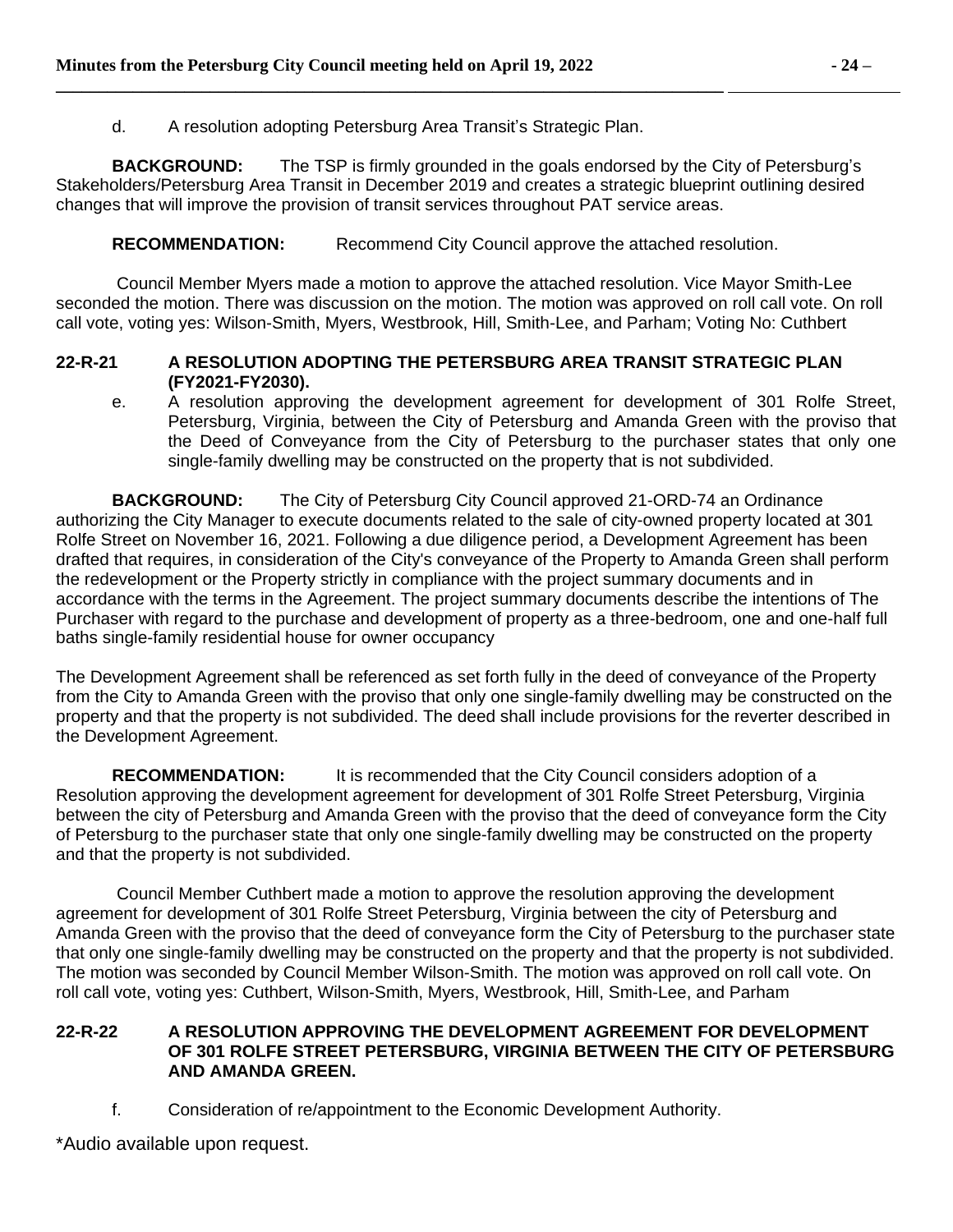d. A resolution adopting Petersburg Area Transit's Strategic Plan.

**BACKGROUND:** The TSP is firmly grounded in the goals endorsed by the City of Petersburg's Stakeholders/Petersburg Area Transit in December 2019 and creates a strategic blueprint outlining desired changes that will improve the provision of transit services throughout PAT service areas.

**RECOMMENDATION:** Recommend City Council approve the attached resolution.

Council Member Myers made a motion to approve the attached resolution. Vice Mayor Smith-Lee seconded the motion. There was discussion on the motion. The motion was approved on roll call vote. On roll call vote, voting yes: Wilson-Smith, Myers, Westbrook, Hill, Smith-Lee, and Parham; Voting No: Cuthbert

**22-R-21 A RESOLUTION ADOPTING THE PETERSBURG AREA TRANSIT STRATEGIC PLAN (FY2021-FY2030).**

e. A resolution approving the development agreement for development of 301 Rolfe Street, Petersburg, Virginia, between the City of Petersburg and Amanda Green with the proviso that the Deed of Conveyance from the City of Petersburg to the purchaser states that only one single-family dwelling may be constructed on the property that is not subdivided.

**BACKGROUND:** The City of Petersburg City Council approved 21-ORD-74 an Ordinance authorizing the City Manager to execute documents related to the sale of city-owned property located at 301 Rolfe Street on November 16, 2021. Following a due diligence period, a Development Agreement has been drafted that requires, in consideration of the City's conveyance of the Property to Amanda Green shall perform the redevelopment or the Property strictly in compliance with the project summary documents and in accordance with the terms in the Agreement. The project summary documents describe the intentions of The Purchaser with regard to the purchase and development of property as a three-bedroom, one and one-half full baths single-family residential house for owner occupancy

The Development Agreement shall be referenced as set forth fully in the deed of conveyance of the Property from the City to Amanda Green with the proviso that only one single-family dwelling may be constructed on the property and that the property is not subdivided. The deed shall include provisions for the reverter described in the Development Agreement.

**RECOMMENDATION:** It is recommended that the City Council considers adoption of a Resolution approving the development agreement for development of 301 Rolfe Street Petersburg, Virginia between the city of Petersburg and Amanda Green with the proviso that the deed of conveyance form the City of Petersburg to the purchaser state that only one single-family dwelling may be constructed on the property and that the property is not subdivided.

Council Member Cuthbert made a motion to approve the resolution approving the development agreement for development of 301 Rolfe Street Petersburg, Virginia between the city of Petersburg and Amanda Green with the proviso that the deed of conveyance form the City of Petersburg to the purchaser state that only one single-family dwelling may be constructed on the property and that the property is not subdivided. The motion was seconded by Council Member Wilson-Smith. The motion was approved on roll call vote. On roll call vote, voting yes: Cuthbert, Wilson-Smith, Myers, Westbrook, Hill, Smith-Lee, and Parham

**22-R-22 A RESOLUTION APPROVING THE DEVELOPMENT AGREEMENT FOR DEVELOPMENT OF 301 ROLFE STREET PETERSBURG, VIRGINIA BETWEEN THE CITY OF PETERSBURG AND AMANDA GREEN.**

f. Consideration of re/appointment to the Economic Development Authority.

*Audio available upon request.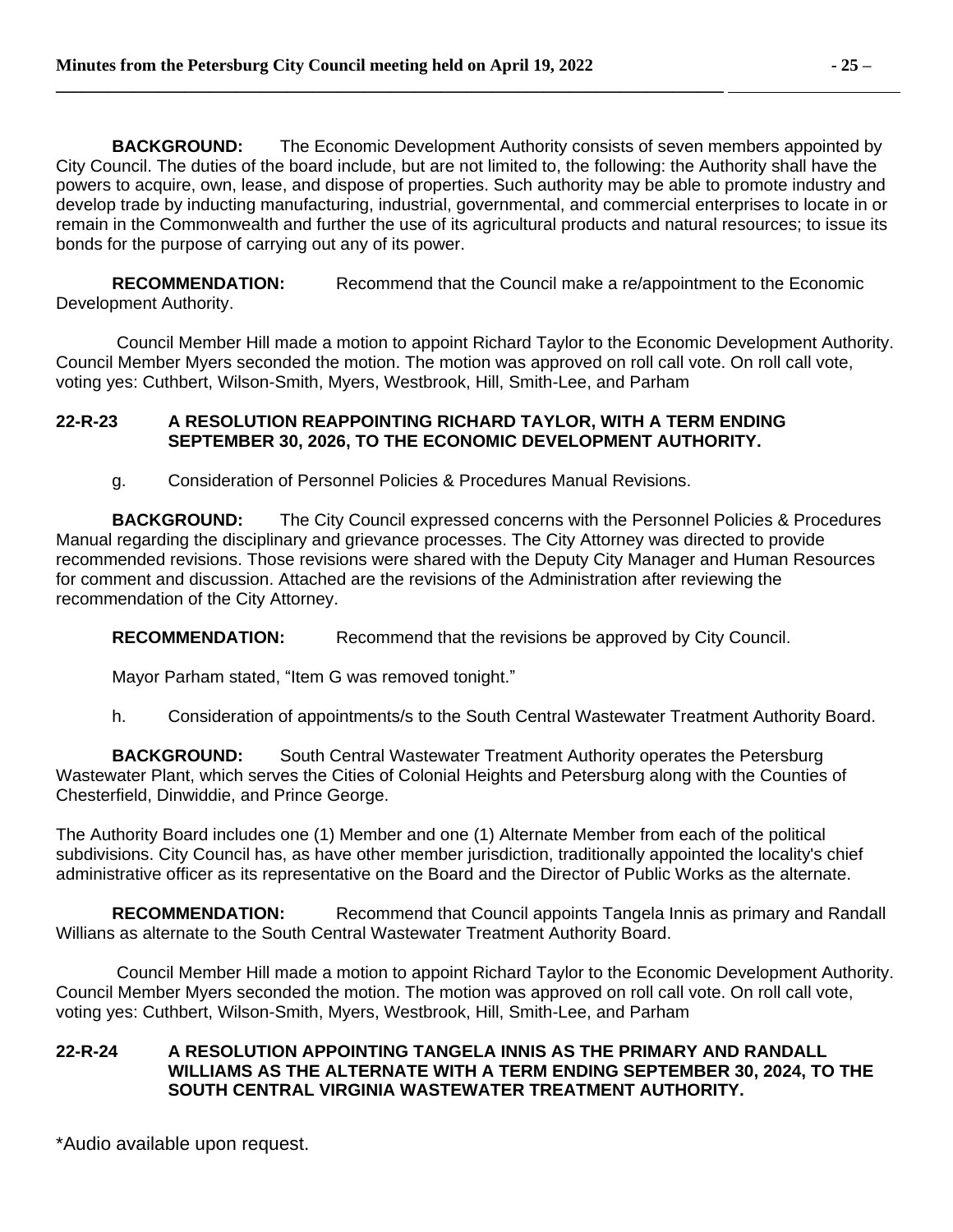**BACKGROUND:** The Economic Development Authority consists of seven members appointed by City Council. The duties of the board include, but are not limited to, the following: the Authority shall have the powers to acquire, own, lease, and dispose of properties. Such authority may be able to promote industry and develop trade by inducting manufacturing, industrial, governmental, and commercial enterprises to locate in or remain in the Commonwealth and further the use of its agricultural products and natural resources; to issue its bonds for the purpose of carrying out any of its power.

**RECOMMENDATION:** Recommend that the Council make a re/appointment to the Economic Development Authority.

Council Member Hill made a motion to appoint Richard Taylor to the Economic Development Authority. Council Member Myers seconded the motion. The motion was approved on roll call vote. On roll call vote, voting yes: Cuthbert, Wilson-Smith, Myers, Westbrook, Hill, Smith-Lee, and Parham

**22-R-23 A RESOLUTION REAPPOINTING RICHARD TAYLOR, WITH A TERM ENDING SEPTEMBER 30, 2026, TO THE ECONOMIC DEVELOPMENT AUTHORITY.**

g. Consideration of Personnel Policies & Procedures Manual Revisions.

**BACKGROUND:** The City Council expressed concerns with the Personnel Policies & Procedures Manual regarding the disciplinary and grievance processes. The City Attorney was directed to provide recommended revisions. Those revisions were shared with the Deputy City Manager and Human Resources for comment and discussion. Attached are the revisions of the Administration after reviewing the recommendation of the City Attorney.

**RECOMMENDATION:** Recommend that the revisions be approved by City Council.

Mayor Parham stated, "Item G was removed tonight."

h. Consideration of appointments/s to the South Central Wastewater Treatment Authority Board.

**BACKGROUND:** South Central Wastewater Treatment Authority operates the Petersburg Wastewater Plant, which serves the Cities of Colonial Heights and Petersburg along with the Counties of Chesterfield, Dinwiddie, and Prince George.

The Authority Board includes one (1) Member and one (1) Alternate Member from each of the political subdivisions. City Council has, as have other member jurisdiction, traditionally appointed the locality's chief administrative officer as its representative on the Board and the Director of Public Works as the alternate.

**RECOMMENDATION:** Recommend that Council appoints Tangela Innis as primary and Randall Willians as alternate to the South Central Wastewater Treatment Authority Board.

Council Member Hill made a motion to appoint Richard Taylor to the Economic Development Authority. Council Member Myers seconded the motion. The motion was approved on roll call vote. On roll call vote, voting yes: Cuthbert, Wilson-Smith, Myers, Westbrook, Hill, Smith-Lee, and Parham

**22-R-24 A RESOLUTION APPOINTING TANGELA INNIS AS THE PRIMARY AND RANDALL WILLIAMS AS THE ALTERNATE WITH A TERM ENDING SEPTEMBER 30, 2024, TO THE SOUTH CENTRAL VIRGINIA WASTEWATER TREATMENT AUTHORITY.**

*Audio available upon request.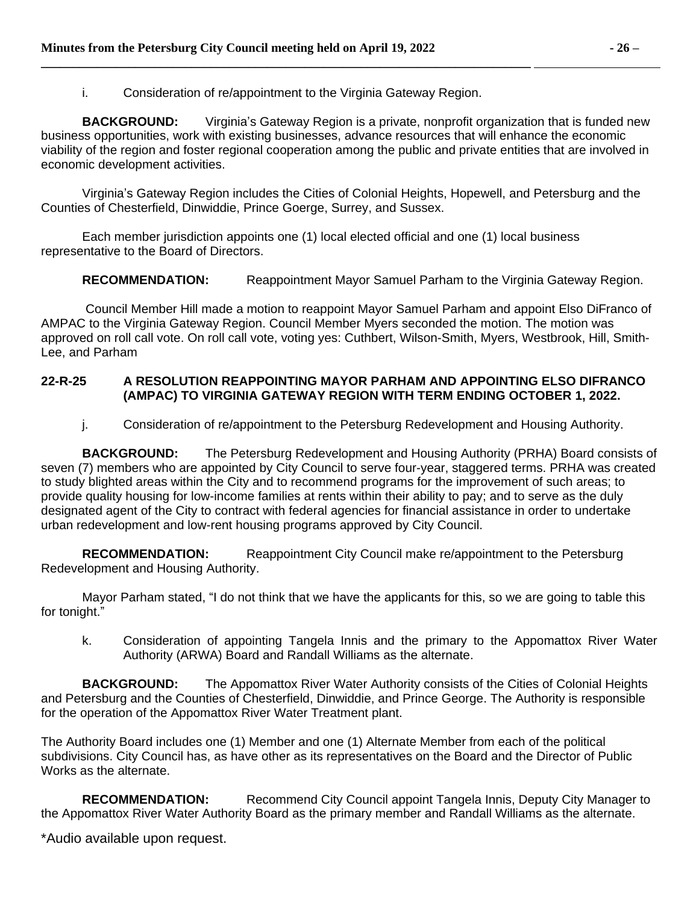i. Consideration of re/appointment to the Virginia Gateway Region.

**BACKGROUND:** Virginia's Gateway Region is a private, nonprofit organization that is funded new business opportunities, work with existing businesses, advance resources that will enhance the economic viability of the region and foster regional cooperation among the public and private entities that are involved in economic development activities.

Virginia's Gateway Region includes the Cities of Colonial Heights, Hopewell, and Petersburg and the Counties of Chesterfield, Dinwiddie, Prince Goerge, Surrey, and Sussex.

Each member jurisdiction appoints one (1) local elected official and one (1) local business representative to the Board of Directors.

**RECOMMENDATION:** Reappointment Mayor Samuel Parham to the Virginia Gateway Region.

Council Member Hill made a motion to reappoint Mayor Samuel Parham and appoint Elso DiFranco of AMPAC to the Virginia Gateway Region. Council Member Myers seconded the motion. The motion was approved on roll call vote. On roll call vote, voting yes: Cuthbert, Wilson-Smith, Myers, Westbrook, Hill, Smith-Lee, and Parham

**22-R-25 A RESOLUTION REAPPOINTING MAYOR PARHAM AND APPOINTING ELSO DIFRANCO (AMPAC) TO VIRGINIA GATEWAY REGION WITH TERM ENDING OCTOBER 1, 2022.**

j. Consideration of re/appointment to the Petersburg Redevelopment and Housing Authority.

**BACKGROUND:** The Petersburg Redevelopment and Housing Authority (PRHA) Board consists of seven (7) members who are appointed by City Council to serve four-year, staggered terms. PRHA was created to study blighted areas within the City and to recommend programs for the improvement of such areas; to provide quality housing for low-income families at rents within their ability to pay; and to serve as the duly designated agent of the City to contract with federal agencies for financial assistance in order to undertake urban redevelopment and low-rent housing programs approved by City Council.

**RECOMMENDATION:** Reappointment City Council make re/appointment to the Petersburg Redevelopment and Housing Authority.

Mayor Parham stated, "I do not think that we have the applicants for this, so we are going to table this for tonight."

k. Consideration of appointing Tangela Innis and the primary to the Appomattox River Water Authority (ARWA) Board and Randall Williams as the alternate.

**BACKGROUND:** The Appomattox River Water Authority consists of the Cities of Colonial Heights and Petersburg and the Counties of Chesterfield, Dinwiddie, and Prince George. The Authority is responsible for the operation of the Appomattox River Water Treatment plant.

The Authority Board includes one (1) Member and one (1) Alternate Member from each of the political subdivisions. City Council has, as have other as its representatives on the Board and the Director of Public Works as the alternate.

**RECOMMENDATION:** Recommend City Council appoint Tangela Innis, Deputy City Manager to the Appomattox River Water Authority Board as the primary member and Randall Williams as the alternate.

*Audio available upon request.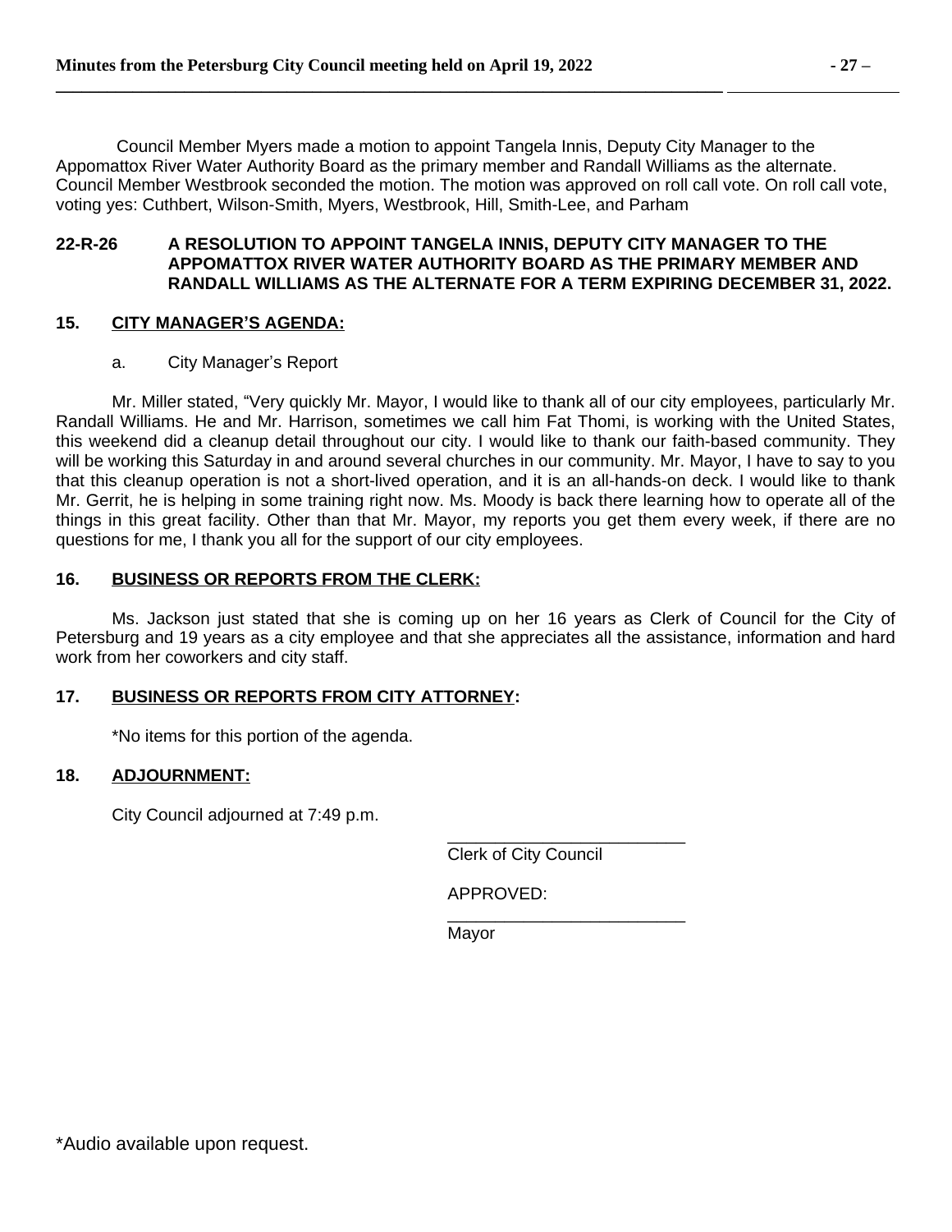Council Member Myers made a motion to appoint Tangela Innis, Deputy City Manager to the Appomattox River Water Authority Board as the primary member and Randall Williams as the alternate. Council Member Westbrook seconded the motion. The motion was approved on roll call vote. On roll call vote, voting yes: Cuthbert, Wilson-Smith, Myers, Westbrook, Hill, Smith-Lee, and Parham

**22-R-26 A RESOLUTION TO APPOINT TANGELA INNIS, DEPUTY CITY MANAGER TO THE APPOMATTOX RIVER WATER AUTHORITY BOARD AS THE PRIMARY MEMBER AND RANDALL WILLIAMS AS THE ALTERNATE FOR A TERM EXPIRING DECEMBER 31, 2022.**

## 15. CITY MANAGER'S AGENDA:

a. City Manager's Report

Mr. Miller stated, "Very quickly Mr. Mayor, I would like to thank all of our city employees, particularly Mr. Randall Williams. He and Mr. Harrison, sometimes we call him Fat Thomi, is working with the United States, this weekend did a cleanup detail throughout our city. I would like to thank our faith-based community. They will be working this Saturday in and around several churches in our community. Mr. Mayor, I have to say to you that this cleanup operation is not a short-lived operation, and it is an all-hands-on deck. I would like to thank Mr. Gerrit, he is helping in some training right now. Ms. Moody is back there learning how to operate all of the things in this great facility. Other than that Mr. Mayor, my reports you get them every week, if there are no questions for me, I thank you all for the support of our city employees.

## 16. BUSINESS OR REPORTS FROM THE CLERK:

Ms. Jackson just stated that she is coming up on her 16 years as Clerk of Council for the City of Petersburg and 19 years as a city employee and that she appreciates all the assistance, information and hard work from her coworkers and city staff.

## 17. BUSINESS OR REPORTS FROM CITY ATTORNEY:

*No items for this portion of the agenda.

## 18. ADJOURNMENT:

City Council adjourned at 7:49 p.m.

\_\_\_\_\_\_\_\_\_\_\_\_\_\_\_\_\_\_\_\_\_\_\_\_\_\_
Clerk of City Council

APPROVED:

\_\_\_\_\_\_\_\_\_\_\_\_\_\_\_\_\_\_\_\_\_\_\_\_\_\_
Mayor

*Audio available upon request.